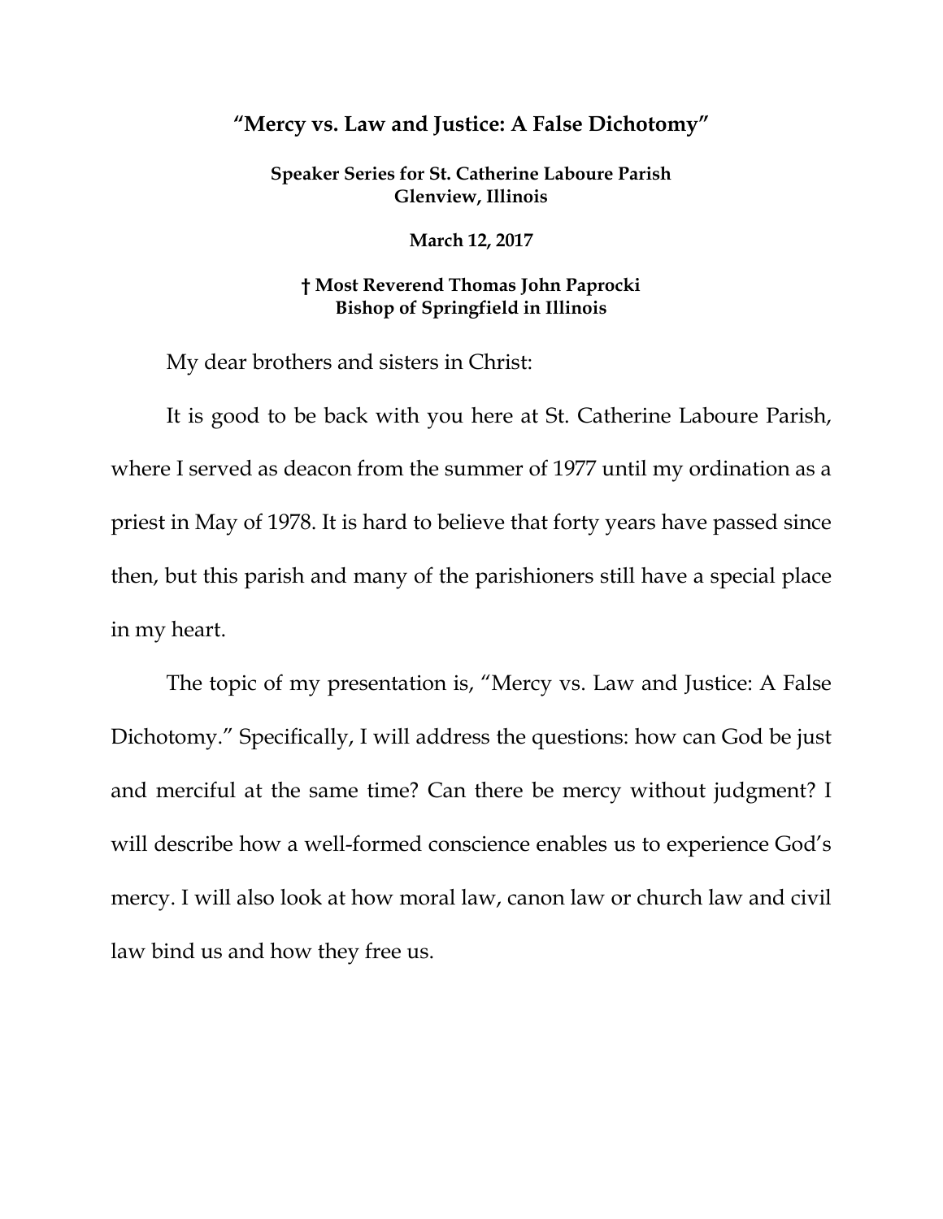# "Mercy vs. Law and Justice: A False Dichotomy"

**Speaker Series for St. Catherine Laboure Parish**
**Glenview, Illinois**

**March 12, 2017**

**† Most Reverend Thomas John Paprocki**
**Bishop of Springfield in Illinois**

My dear brothers and sisters in Christ:

It is good to be back with you here at St. Catherine Laboure Parish, where I served as deacon from the summer of 1977 until my ordination as a priest in May of 1978. It is hard to believe that forty years have passed since then, but this parish and many of the parishioners still have a special place in my heart.

The topic of my presentation is, "Mercy vs. Law and Justice: A False Dichotomy." Specifically, I will address the questions: how can God be just and merciful at the same time? Can there be mercy without judgment? I will describe how a well-formed conscience enables us to experience God's mercy. I will also look at how moral law, canon law or church law and civil law bind us and how they free us.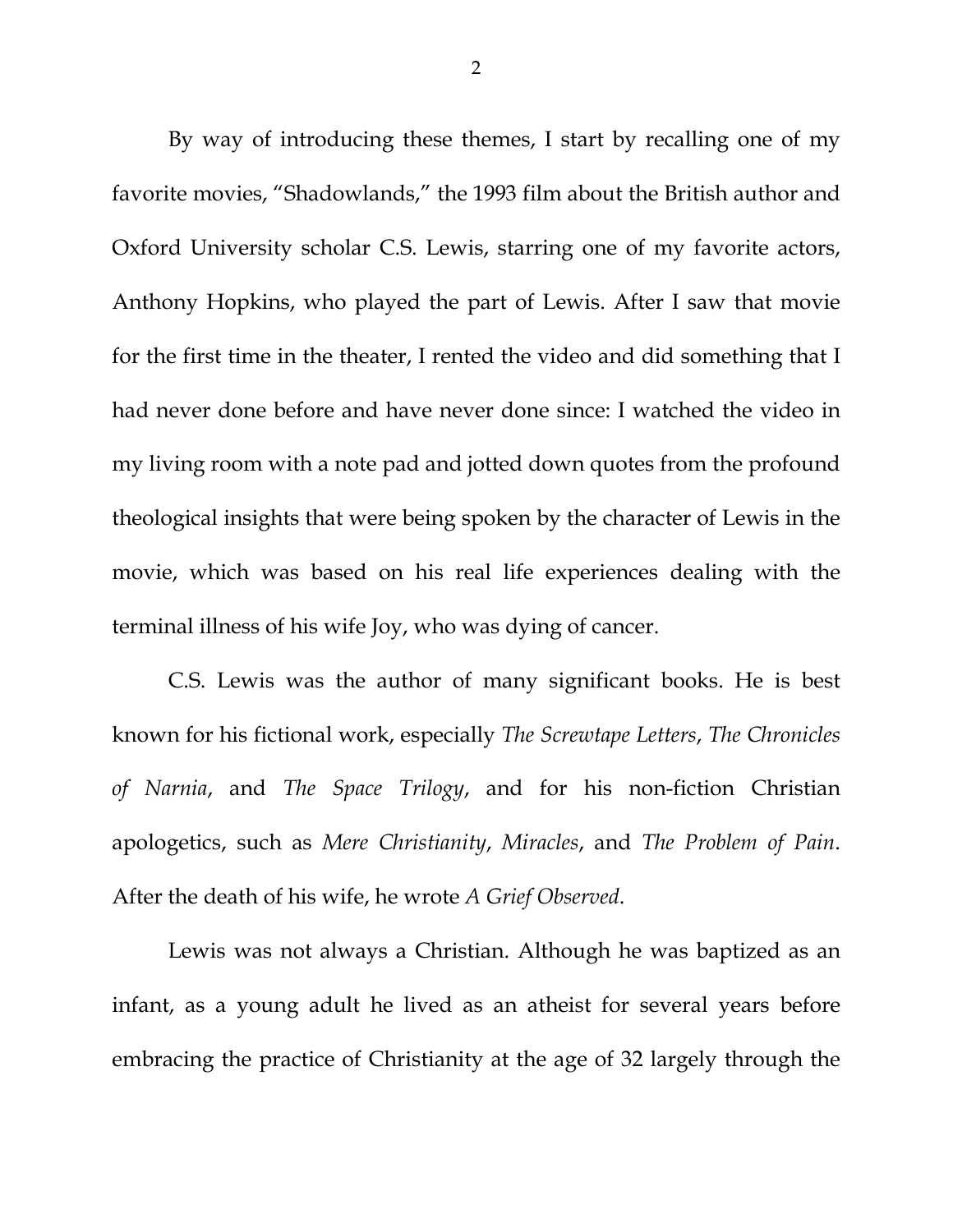By way of introducing these themes, I start by recalling one of my favorite movies, "Shadowlands," the 1993 film about the British author and Oxford University scholar C.S. Lewis, starring one of my favorite actors, Anthony Hopkins, who played the part of Lewis. After I saw that movie for the first time in the theater, I rented the video and did something that I had never done before and have never done since: I watched the video in my living room with a note pad and jotted down quotes from the profound theological insights that were being spoken by the character of Lewis in the movie, which was based on his real life experiences dealing with the terminal illness of his wife Joy, who was dying of cancer.

C.S. Lewis was the author of many significant books. He is best known for his fictional work, especially *The Screwtape Letters*, *The Chronicles of Narnia*, and *The Space Trilogy*, and for his non-fiction Christian apologetics, such as *Mere Christianity*, *Miracles*, and *The Problem of Pain*. After the death of his wife, he wrote *A Grief Observed*.

Lewis was not always a Christian. Although he was baptized as an infant, as a young adult he lived as an atheist for several years before embracing the practice of Christianity at the age of 32 largely through the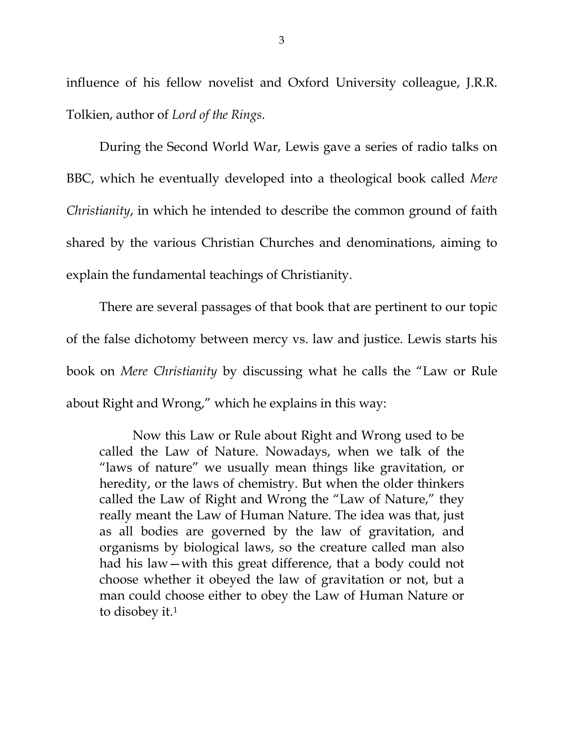influence of his fellow novelist and Oxford University colleague, J.R.R. Tolkien, author of *Lord of the Rings*.

During the Second World War, Lewis gave a series of radio talks on BBC, which he eventually developed into a theological book called *Mere Christianity*, in which he intended to describe the common ground of faith shared by the various Christian Churches and denominations, aiming to explain the fundamental teachings of Christianity.

There are several passages of that book that are pertinent to our topic of the false dichotomy between mercy vs. law and justice. Lewis starts his book on *Mere Christianity* by discussing what he calls the "Law or Rule about Right and Wrong," which he explains in this way:

> Now this Law or Rule about Right and Wrong used to be called the Law of Nature. Nowadays, when we talk of the "laws of nature" we usually mean things like gravitation, or heredity, or the laws of chemistry. But when the older thinkers called the Law of Right and Wrong the "Law of Nature," they really meant the Law of Human Nature. The idea was that, just as all bodies are governed by the law of gravitation, and organisms by biological laws, so the creature called man also had his law—with this great difference, that a body could not choose whether it obeyed the law of gravitation or not, but a man could choose either to obey the Law of Human Nature or to disobey it.[1]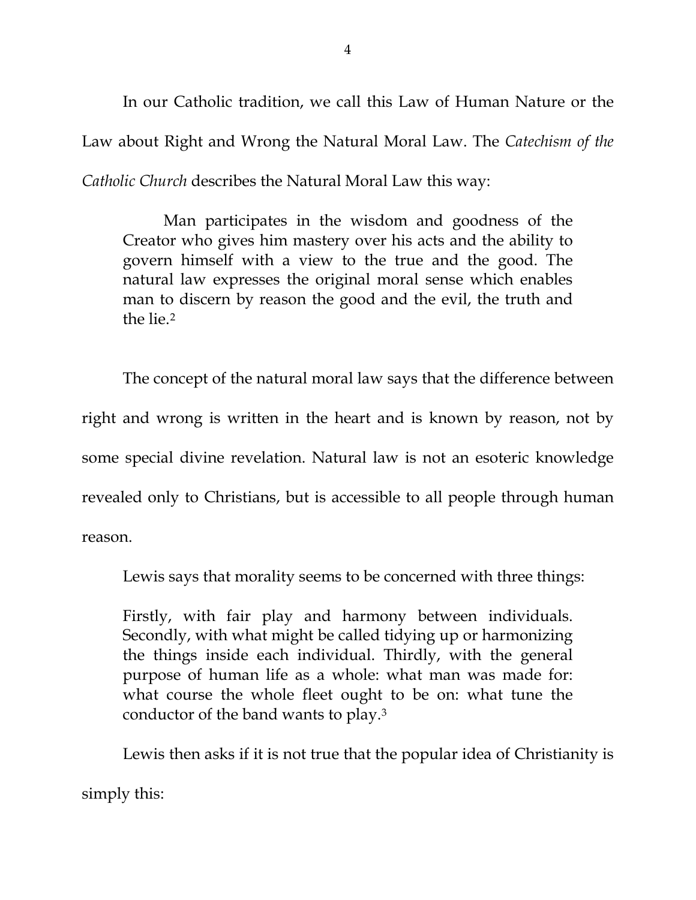In our Catholic tradition, we call this Law of Human Nature or the Law about Right and Wrong the Natural Moral Law. The *Catechism of the Catholic Church* describes the Natural Moral Law this way:

> Man participates in the wisdom and goodness of the Creator who gives him mastery over his acts and the ability to govern himself with a view to the true and the good. The natural law expresses the original moral sense which enables man to discern by reason the good and the evil, the truth and the lie.[2]

The concept of the natural moral law says that the difference between right and wrong is written in the heart and is known by reason, not by some special divine revelation. Natural law is not an esoteric knowledge revealed only to Christians, but is accessible to all people through human reason.

Lewis says that morality seems to be concerned with three things:

> Firstly, with fair play and harmony between individuals. Secondly, with what might be called tidying up or harmonizing the things inside each individual. Thirdly, with the general purpose of human life as a whole: what man was made for: what course the whole fleet ought to be on: what tune the conductor of the band wants to play.[3]

Lewis then asks if it is not true that the popular idea of Christianity is simply this: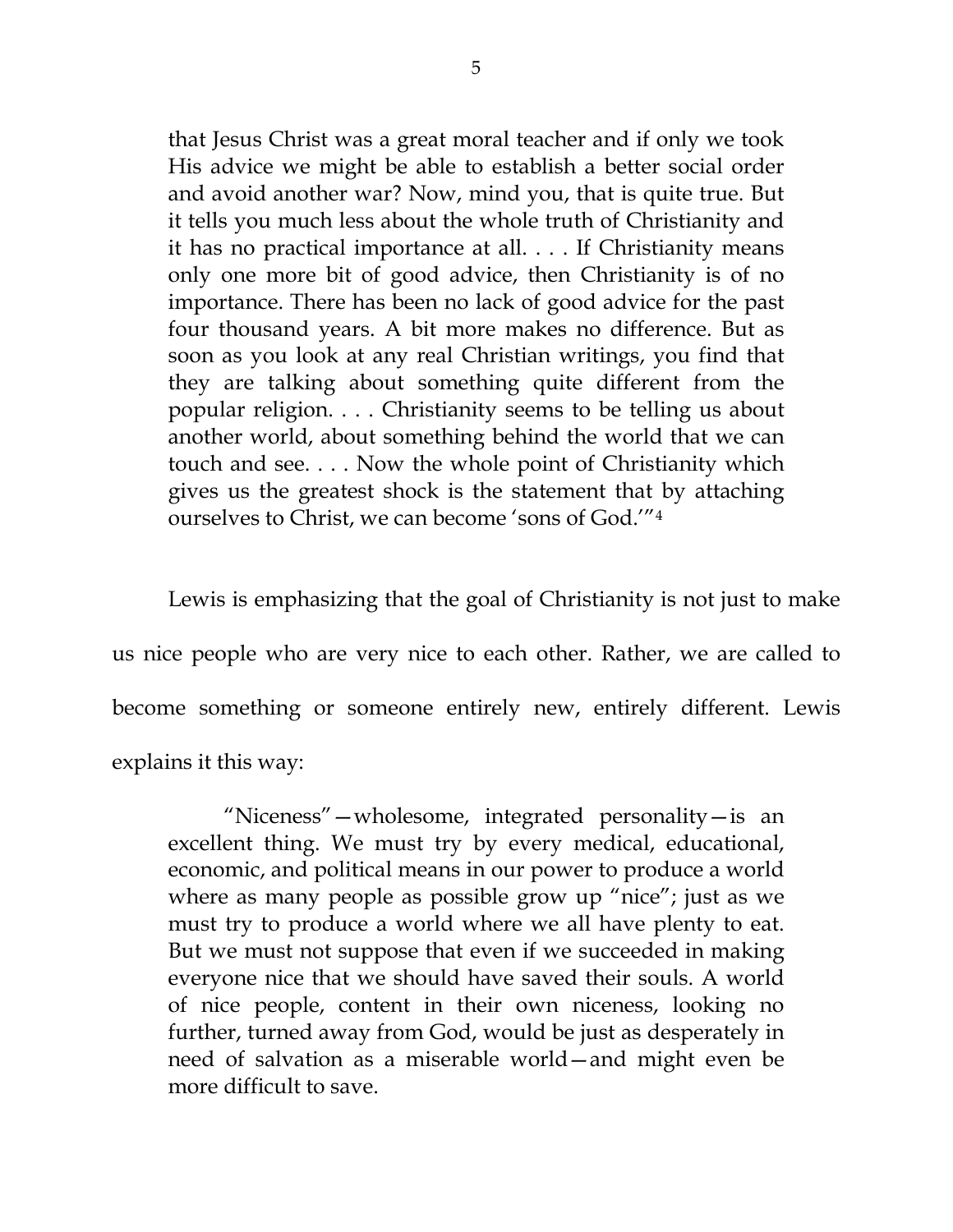> that Jesus Christ was a great moral teacher and if only we took His advice we might be able to establish a better social order and avoid another war? Now, mind you, that is quite true. But it tells you much less about the whole truth of Christianity and it has no practical importance at all. . . . If Christianity means only one more bit of good advice, then Christianity is of no importance. There has been no lack of good advice for the past four thousand years. A bit more makes no difference. But as soon as you look at any real Christian writings, you find that they are talking about something quite different from the popular religion. . . . Christianity seems to be telling us about another world, about something behind the world that we can touch and see. . . . Now the whole point of Christianity which gives us the greatest shock is the statement that by attaching ourselves to Christ, we can become 'sons of God.'"[4]

Lewis is emphasizing that the goal of Christianity is not just to make us nice people who are very nice to each other. Rather, we are called to become something or someone entirely new, entirely different. Lewis explains it this way:

> "Niceness"—wholesome, integrated personality—is an excellent thing. We must try by every medical, educational, economic, and political means in our power to produce a world where as many people as possible grow up "nice"; just as we must try to produce a world where we all have plenty to eat. But we must not suppose that even if we succeeded in making everyone nice that we should have saved their souls. A world of nice people, content in their own niceness, looking no further, turned away from God, would be just as desperately in need of salvation as a miserable world—and might even be more difficult to save.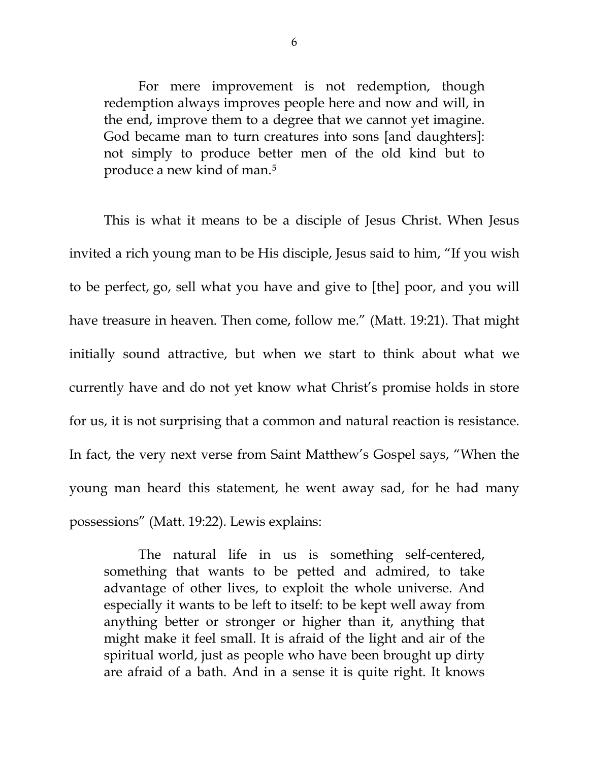> For mere improvement is not redemption, though redemption always improves people here and now and will, in the end, improve them to a degree that we cannot yet imagine. God became man to turn creatures into sons [and daughters]: not simply to produce better men of the old kind but to produce a new kind of man.[5]

This is what it means to be a disciple of Jesus Christ. When Jesus invited a rich young man to be His disciple, Jesus said to him, "If you wish to be perfect, go, sell what you have and give to [the] poor, and you will have treasure in heaven. Then come, follow me." (Matt. 19:21). That might initially sound attractive, but when we start to think about what we currently have and do not yet know what Christ's promise holds in store for us, it is not surprising that a common and natural reaction is resistance. In fact, the very next verse from Saint Matthew's Gospel says, "When the young man heard this statement, he went away sad, for he had many possessions" (Matt. 19:22). Lewis explains:

> The natural life in us is something self-centered, something that wants to be petted and admired, to take advantage of other lives, to exploit the whole universe. And especially it wants to be left to itself: to be kept well away from anything better or stronger or higher than it, anything that might make it feel small. It is afraid of the light and air of the spiritual world, just as people who have been brought up dirty are afraid of a bath. And in a sense it is quite right. It knows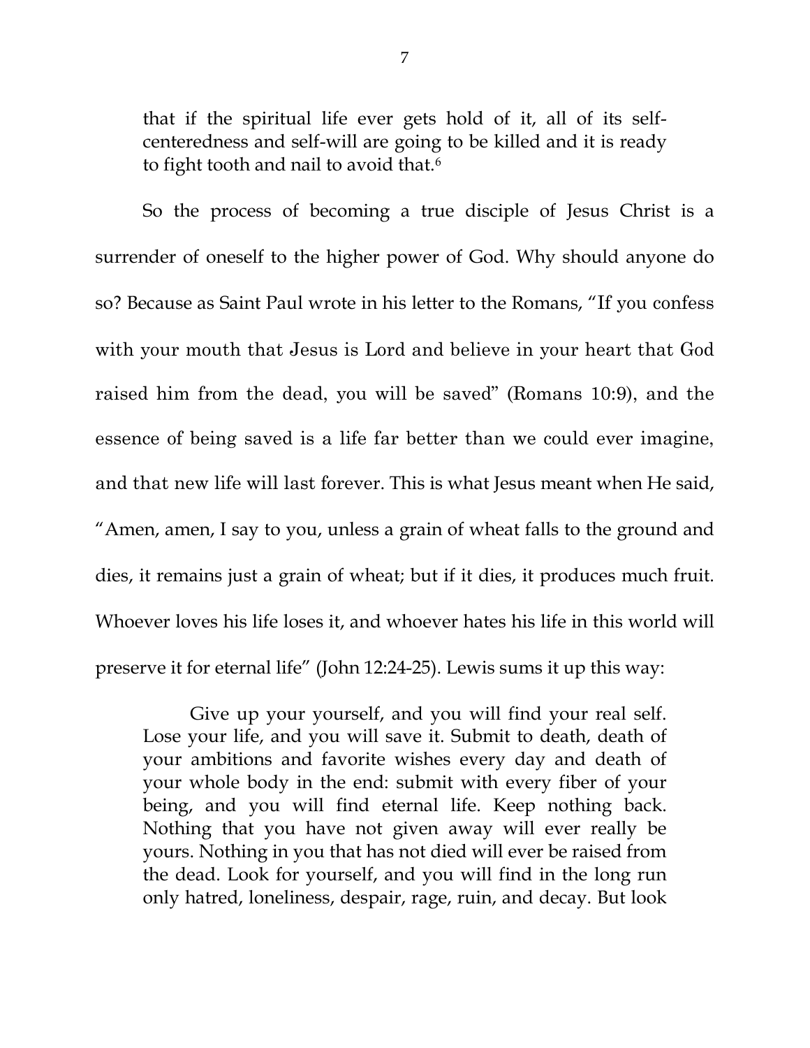> that if the spiritual life ever gets hold of it, all of its self-centeredness and self-will are going to be killed and it is ready to fight tooth and nail to avoid that.[6]

So the process of becoming a true disciple of Jesus Christ is a surrender of oneself to the higher power of God. Why should anyone do so? Because as Saint Paul wrote in his letter to the Romans, "If you confess with your mouth that Jesus is Lord and believe in your heart that God raised him from the dead, you will be saved" (Romans 10:9), and the essence of being saved is a life far better than we could ever imagine, and that new life will last forever. This is what Jesus meant when He said, "Amen, amen, I say to you, unless a grain of wheat falls to the ground and dies, it remains just a grain of wheat; but if it dies, it produces much fruit. Whoever loves his life loses it, and whoever hates his life in this world will preserve it for eternal life" (John 12:24-25). Lewis sums it up this way:

> Give up your yourself, and you will find your real self. Lose your life, and you will save it. Submit to death, death of your ambitions and favorite wishes every day and death of your whole body in the end: submit with every fiber of your being, and you will find eternal life. Keep nothing back. Nothing that you have not given away will ever really be yours. Nothing in you that has not died will ever be raised from the dead. Look for yourself, and you will find in the long run only hatred, loneliness, despair, rage, ruin, and decay. But look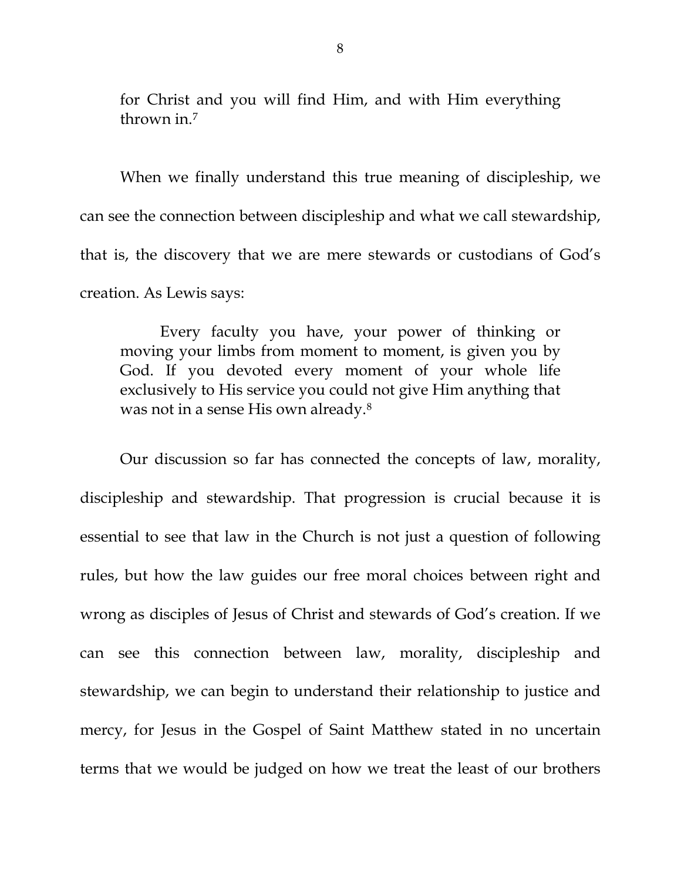> for Christ and you will find Him, and with Him everything thrown in.[7]

When we finally understand this true meaning of discipleship, we can see the connection between discipleship and what we call stewardship, that is, the discovery that we are mere stewards or custodians of God's creation. As Lewis says:

> Every faculty you have, your power of thinking or moving your limbs from moment to moment, is given you by God. If you devoted every moment of your whole life exclusively to His service you could not give Him anything that was not in a sense His own already.[8]

Our discussion so far has connected the concepts of law, morality, discipleship and stewardship. That progression is crucial because it is essential to see that law in the Church is not just a question of following rules, but how the law guides our free moral choices between right and wrong as disciples of Jesus of Christ and stewards of God's creation. If we can see this connection between law, morality, discipleship and stewardship, we can begin to understand their relationship to justice and mercy, for Jesus in the Gospel of Saint Matthew stated in no uncertain terms that we would be judged on how we treat the least of our brothers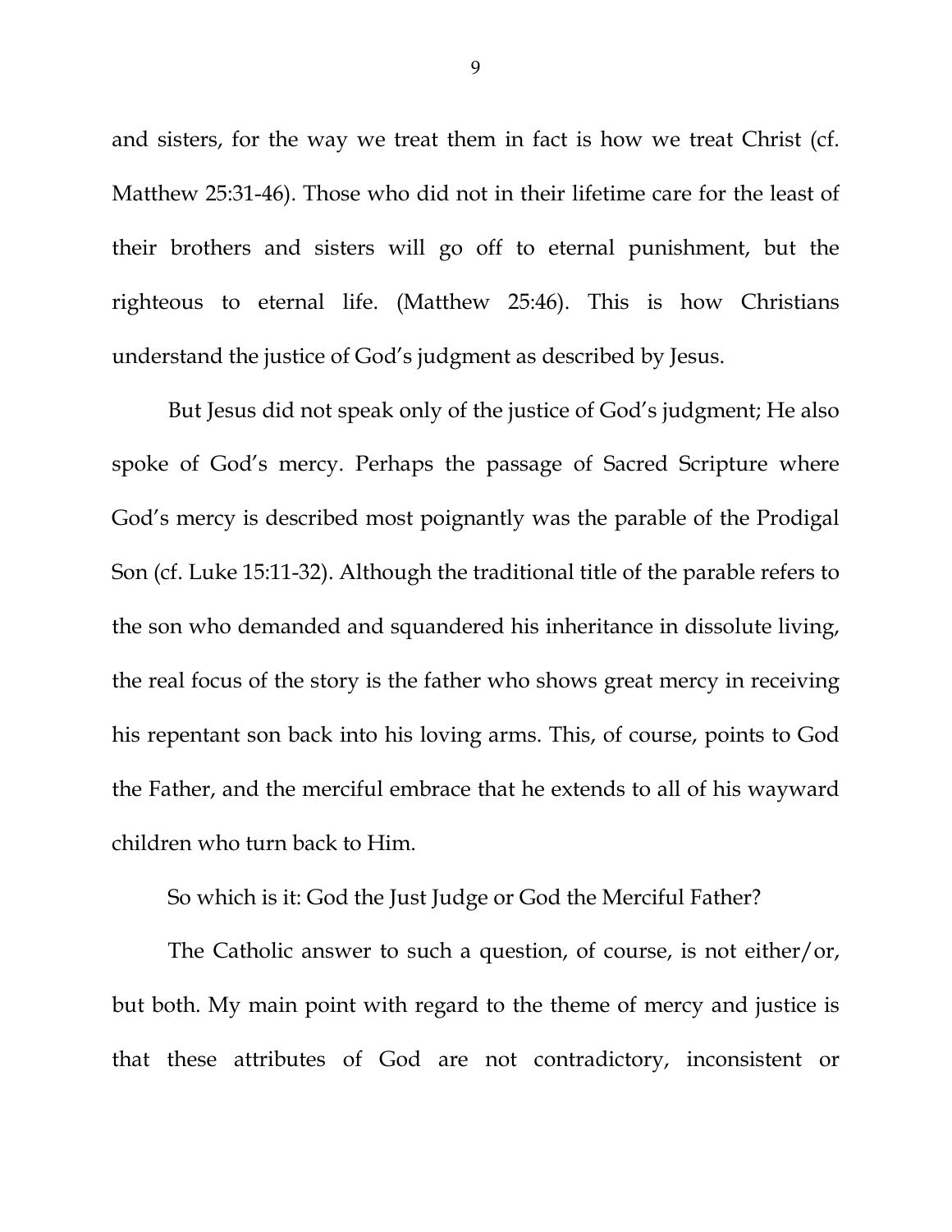and sisters, for the way we treat them in fact is how we treat Christ (cf. Matthew 25:31-46). Those who did not in their lifetime care for the least of their brothers and sisters will go off to eternal punishment, but the righteous to eternal life. (Matthew 25:46). This is how Christians understand the justice of God's judgment as described by Jesus.

But Jesus did not speak only of the justice of God's judgment; He also spoke of God's mercy. Perhaps the passage of Sacred Scripture where God's mercy is described most poignantly was the parable of the Prodigal Son (cf. Luke 15:11-32). Although the traditional title of the parable refers to the son who demanded and squandered his inheritance in dissolute living, the real focus of the story is the father who shows great mercy in receiving his repentant son back into his loving arms. This, of course, points to God the Father, and the merciful embrace that he extends to all of his wayward children who turn back to Him.

So which is it: God the Just Judge or God the Merciful Father?

The Catholic answer to such a question, of course, is not either/or, but both. My main point with regard to the theme of mercy and justice is that these attributes of God are not contradictory, inconsistent or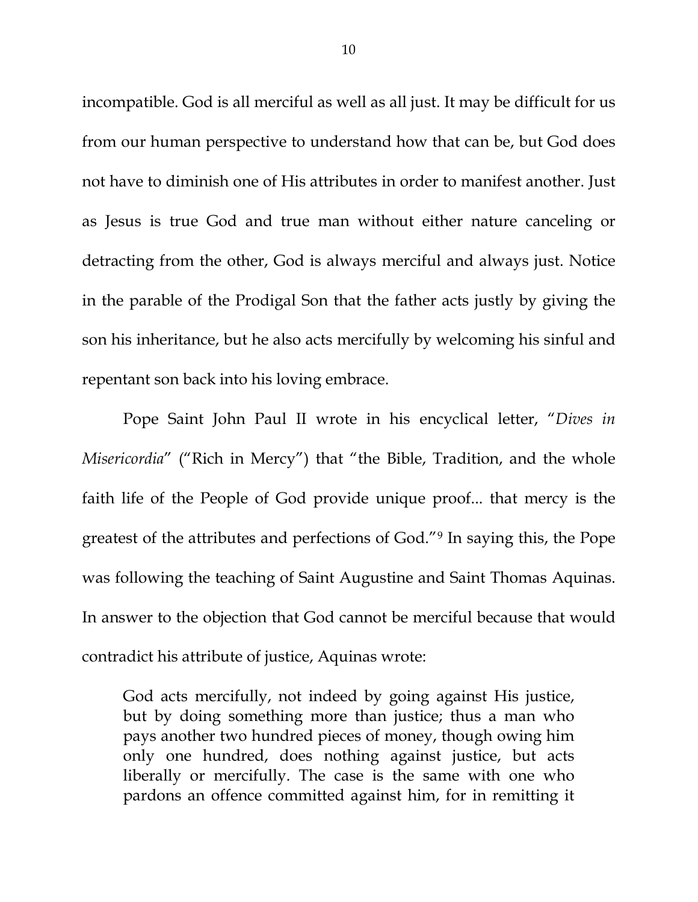incompatible. God is all merciful as well as all just. It may be difficult for us from our human perspective to understand how that can be, but God does not have to diminish one of His attributes in order to manifest another. Just as Jesus is true God and true man without either nature canceling or detracting from the other, God is always merciful and always just. Notice in the parable of the Prodigal Son that the father acts justly by giving the son his inheritance, but he also acts mercifully by welcoming his sinful and repentant son back into his loving embrace.

Pope Saint John Paul II wrote in his encyclical letter, "*Dives in Misericordia*" ("Rich in Mercy") that "the Bible, Tradition, and the whole faith life of the People of God provide unique proof... that mercy is the greatest of the attributes and perfections of God."[9] In saying this, the Pope was following the teaching of Saint Augustine and Saint Thomas Aquinas. In answer to the objection that God cannot be merciful because that would contradict his attribute of justice, Aquinas wrote:

> God acts mercifully, not indeed by going against His justice, but by doing something more than justice; thus a man who pays another two hundred pieces of money, though owing him only one hundred, does nothing against justice, but acts liberally or mercifully. The case is the same with one who pardons an offence committed against him, for in remitting it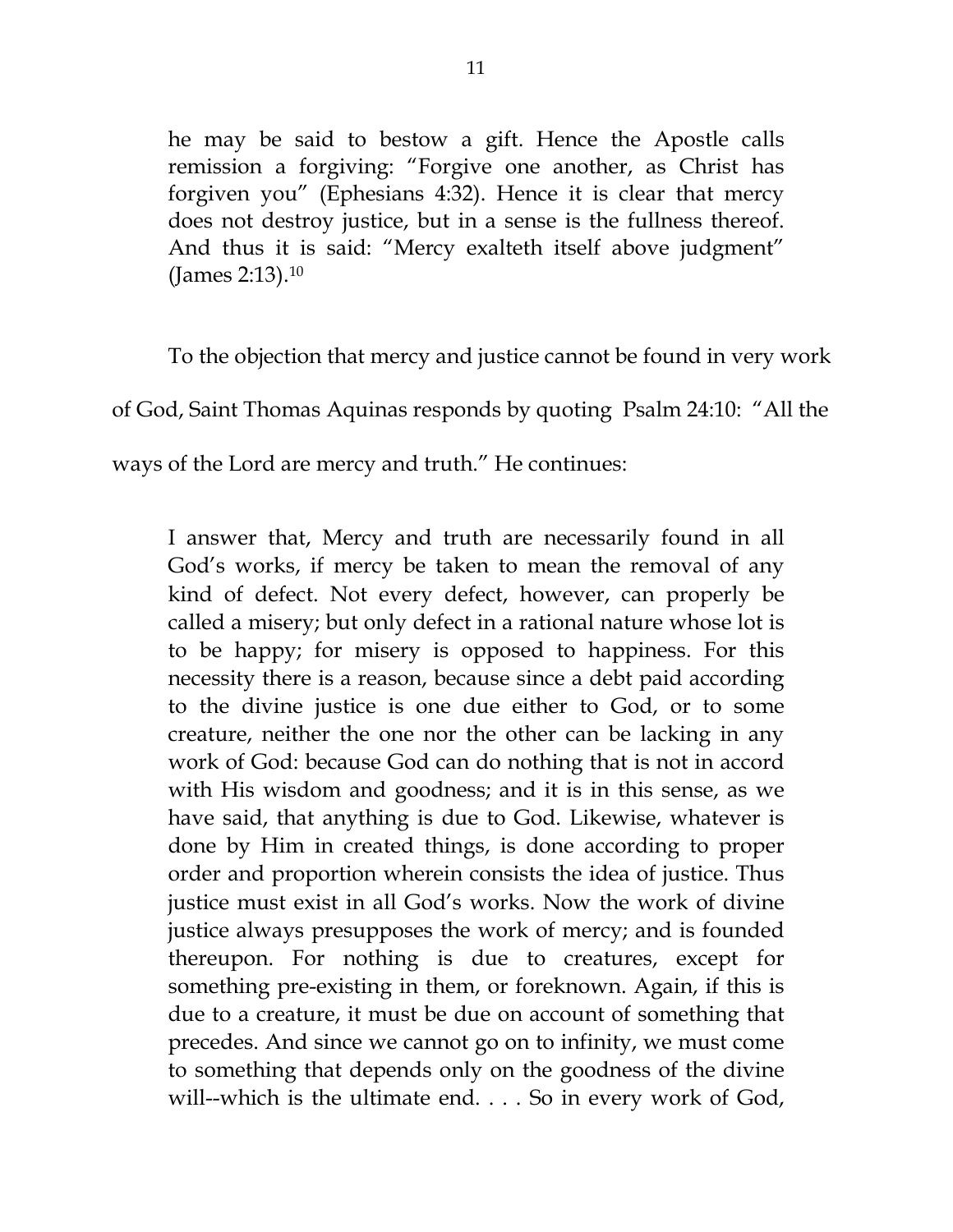> he may be said to bestow a gift. Hence the Apostle calls remission a forgiving: "Forgive one another, as Christ has forgiven you" (Ephesians 4:32). Hence it is clear that mercy does not destroy justice, but in a sense is the fullness thereof. And thus it is said: "Mercy exalteth itself above judgment" (James 2:13).[10]

To the objection that mercy and justice cannot be found in very work of God, Saint Thomas Aquinas responds by quoting Psalm 24:10: "All the ways of the Lord are mercy and truth." He continues:

> I answer that, Mercy and truth are necessarily found in all God's works, if mercy be taken to mean the removal of any kind of defect. Not every defect, however, can properly be called a misery; but only defect in a rational nature whose lot is to be happy; for misery is opposed to happiness. For this necessity there is a reason, because since a debt paid according to the divine justice is one due either to God, or to some creature, neither the one nor the other can be lacking in any work of God: because God can do nothing that is not in accord with His wisdom and goodness; and it is in this sense, as we have said, that anything is due to God. Likewise, whatever is done by Him in created things, is done according to proper order and proportion wherein consists the idea of justice. Thus justice must exist in all God's works. Now the work of divine justice always presupposes the work of mercy; and is founded thereupon. For nothing is due to creatures, except for something pre-existing in them, or foreknown. Again, if this is due to a creature, it must be due on account of something that precedes. And since we cannot go on to infinity, we must come to something that depends only on the goodness of the divine will--which is the ultimate end. . . . So in every work of God,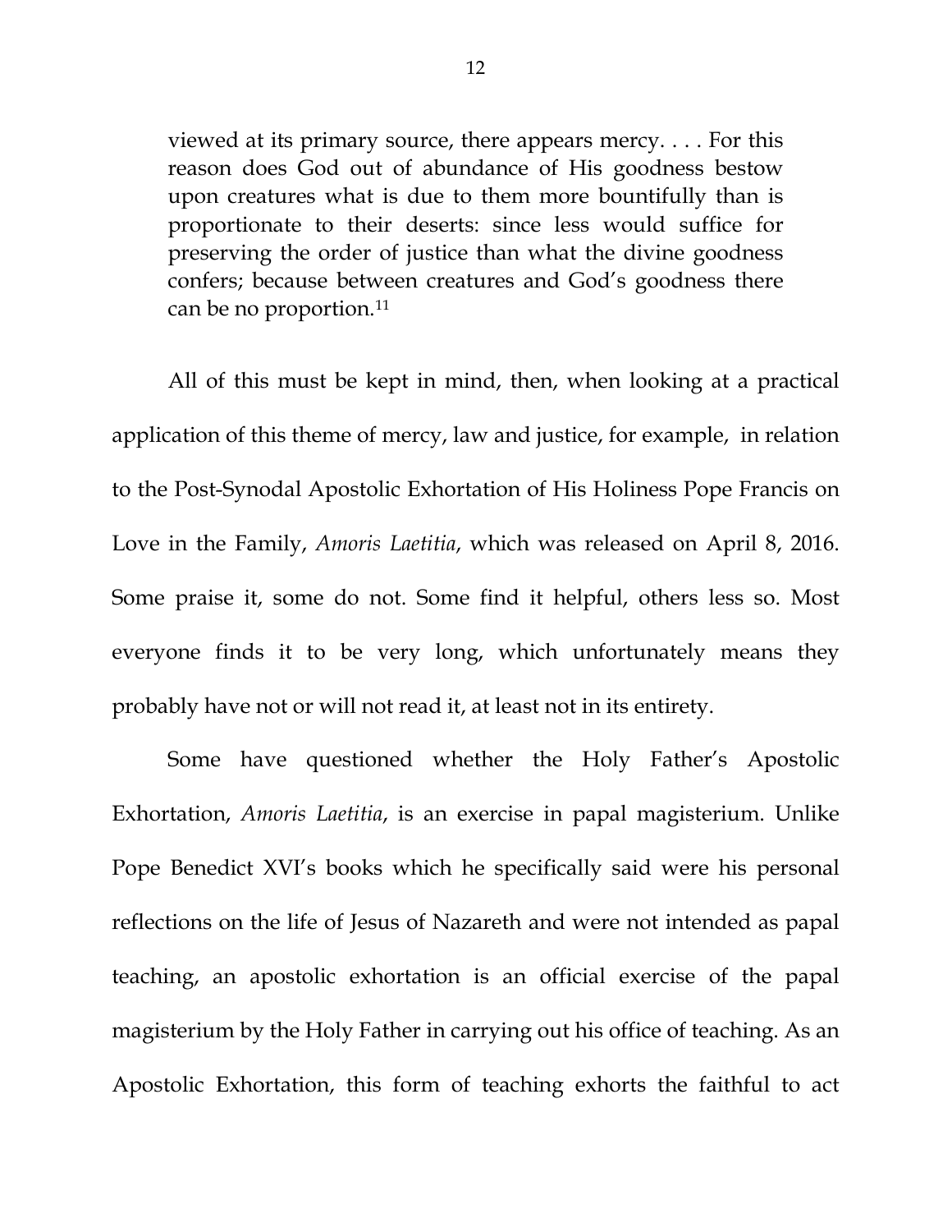> viewed at its primary source, there appears mercy. . . . For this reason does God out of abundance of His goodness bestow upon creatures what is due to them more bountifully than is proportionate to their deserts: since less would suffice for preserving the order of justice than what the divine goodness confers; because between creatures and God's goodness there can be no proportion.[11]

All of this must be kept in mind, then, when looking at a practical application of this theme of mercy, law and justice, for example, in relation to the Post-Synodal Apostolic Exhortation of His Holiness Pope Francis on Love in the Family, *Amoris Laetitia*, which was released on April 8, 2016. Some praise it, some do not. Some find it helpful, others less so. Most everyone finds it to be very long, which unfortunately means they probably have not or will not read it, at least not in its entirety.

Some have questioned whether the Holy Father's Apostolic Exhortation, *Amoris Laetitia*, is an exercise in papal magisterium. Unlike Pope Benedict XVI's books which he specifically said were his personal reflections on the life of Jesus of Nazareth and were not intended as papal teaching, an apostolic exhortation is an official exercise of the papal magisterium by the Holy Father in carrying out his office of teaching. As an Apostolic Exhortation, this form of teaching exhorts the faithful to act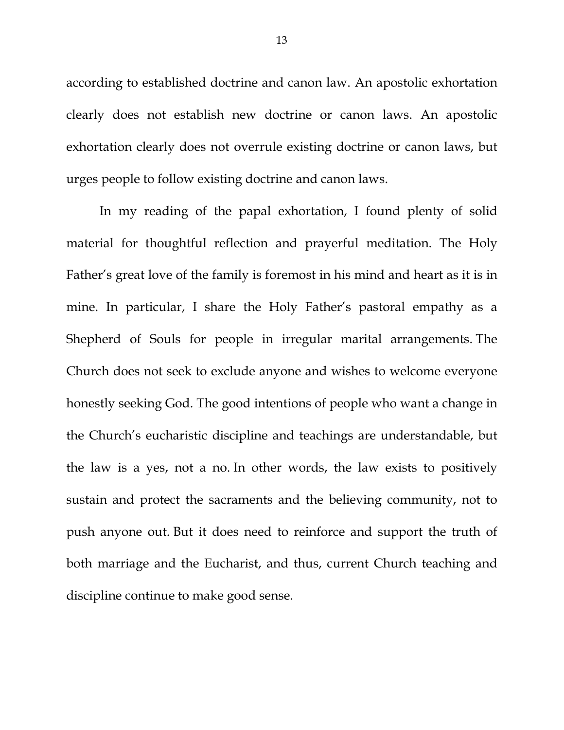according to established doctrine and canon law. An apostolic exhortation clearly does not establish new doctrine or canon laws. An apostolic exhortation clearly does not overrule existing doctrine or canon laws, but urges people to follow existing doctrine and canon laws.

In my reading of the papal exhortation, I found plenty of solid material for thoughtful reflection and prayerful meditation. The Holy Father's great love of the family is foremost in his mind and heart as it is in mine. In particular, I share the Holy Father's pastoral empathy as a Shepherd of Souls for people in irregular marital arrangements. The Church does not seek to exclude anyone and wishes to welcome everyone honestly seeking God. The good intentions of people who want a change in the Church's eucharistic discipline and teachings are understandable, but the law is a yes, not a no. In other words, the law exists to positively sustain and protect the sacraments and the believing community, not to push anyone out. But it does need to reinforce and support the truth of both marriage and the Eucharist, and thus, current Church teaching and discipline continue to make good sense.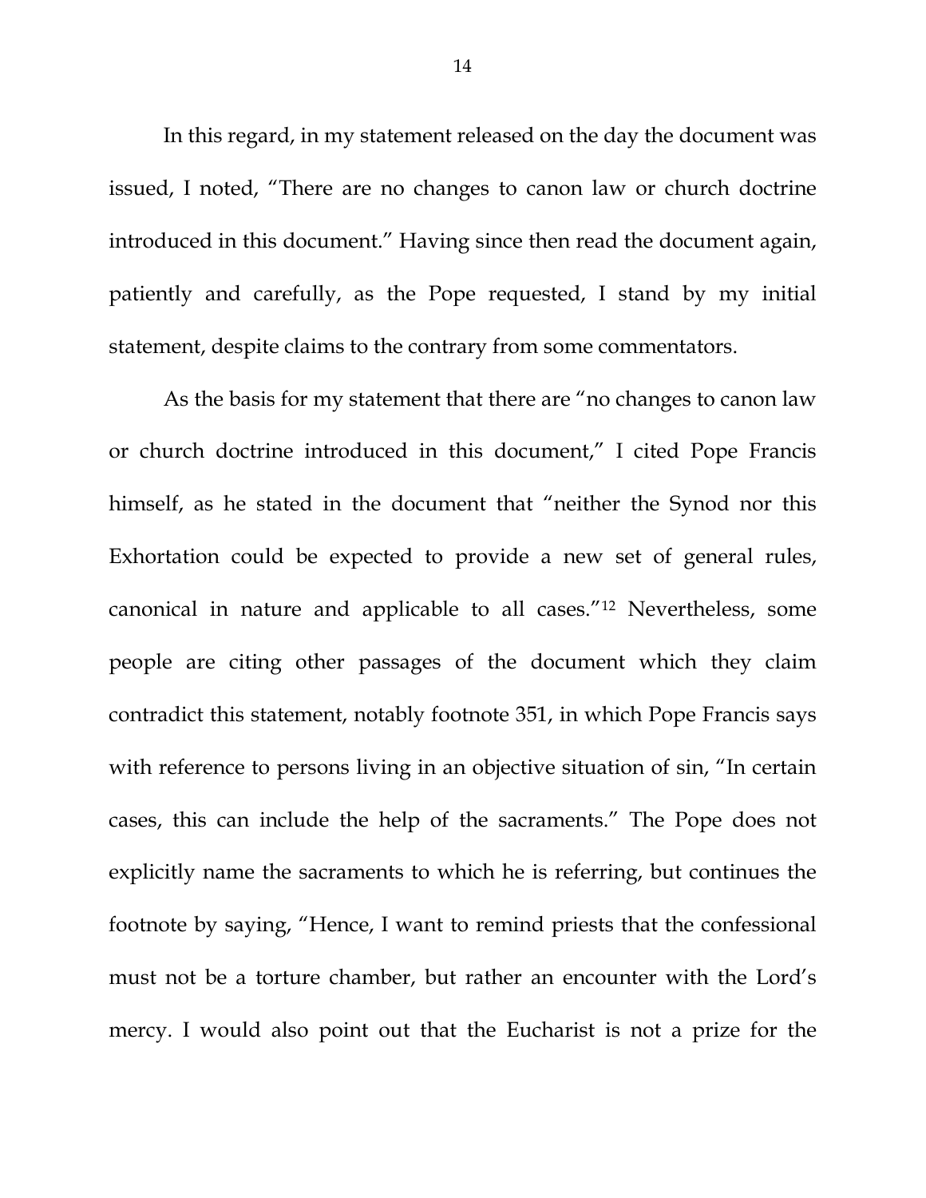In this regard, in my statement released on the day the document was issued, I noted, "There are no changes to canon law or church doctrine introduced in this document." Having since then read the document again, patiently and carefully, as the Pope requested, I stand by my initial statement, despite claims to the contrary from some commentators.

As the basis for my statement that there are "no changes to canon law or church doctrine introduced in this document," I cited Pope Francis himself, as he stated in the document that "neither the Synod nor this Exhortation could be expected to provide a new set of general rules, canonical in nature and applicable to all cases."[12] Nevertheless, some people are citing other passages of the document which they claim contradict this statement, notably footnote 351, in which Pope Francis says with reference to persons living in an objective situation of sin, "In certain cases, this can include the help of the sacraments." The Pope does not explicitly name the sacraments to which he is referring, but continues the footnote by saying, "Hence, I want to remind priests that the confessional must not be a torture chamber, but rather an encounter with the Lord's mercy. I would also point out that the Eucharist is not a prize for the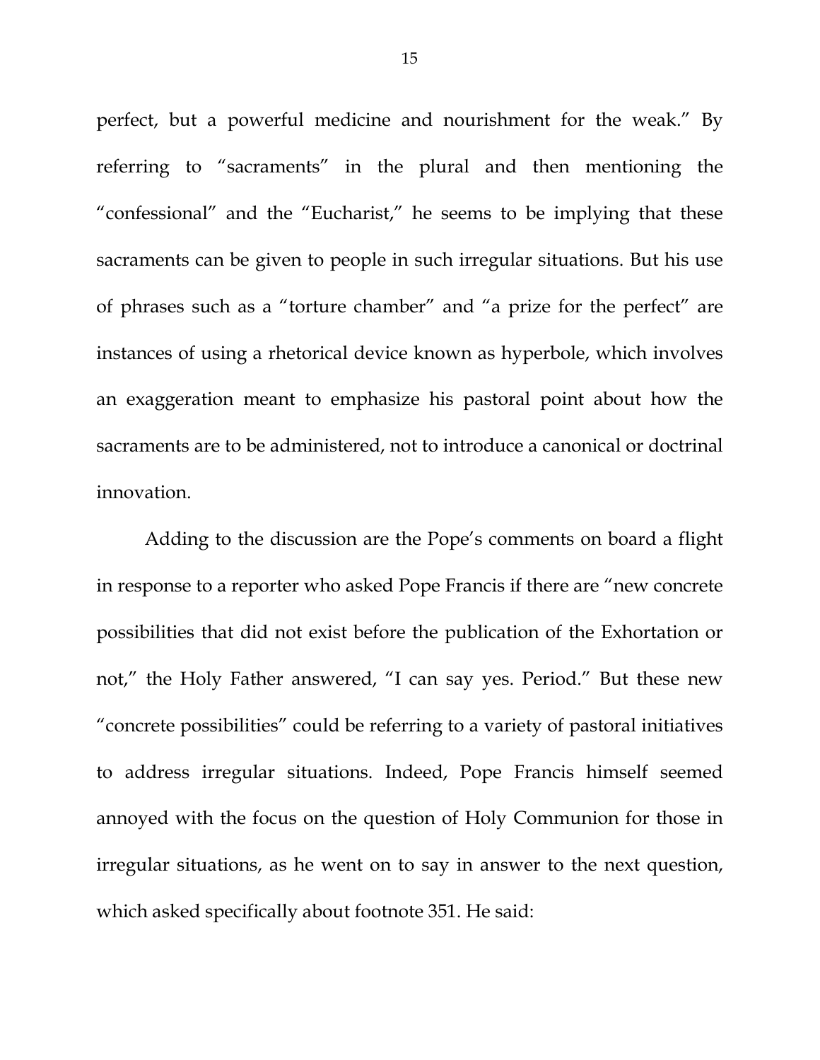perfect, but a powerful medicine and nourishment for the weak." By referring to "sacraments" in the plural and then mentioning the "confessional" and the "Eucharist," he seems to be implying that these sacraments can be given to people in such irregular situations. But his use of phrases such as a "torture chamber" and "a prize for the perfect" are instances of using a rhetorical device known as hyperbole, which involves an exaggeration meant to emphasize his pastoral point about how the sacraments are to be administered, not to introduce a canonical or doctrinal innovation.

Adding to the discussion are the Pope's comments on board a flight in response to a reporter who asked Pope Francis if there are "new concrete possibilities that did not exist before the publication of the Exhortation or not," the Holy Father answered, "I can say yes. Period." But these new "concrete possibilities" could be referring to a variety of pastoral initiatives to address irregular situations. Indeed, Pope Francis himself seemed annoyed with the focus on the question of Holy Communion for those in irregular situations, as he went on to say in answer to the next question, which asked specifically about footnote 351. He said: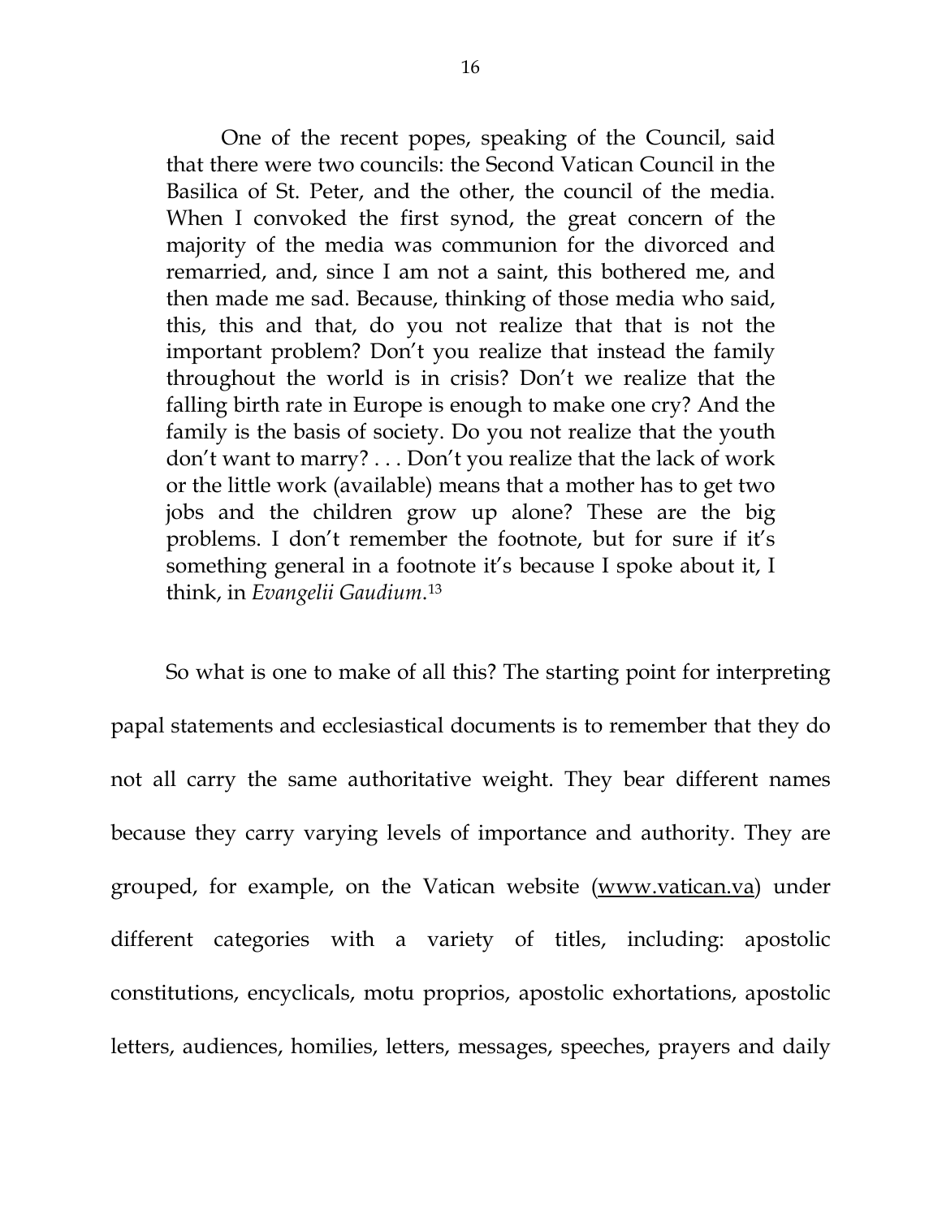> One of the recent popes, speaking of the Council, said that there were two councils: the Second Vatican Council in the Basilica of St. Peter, and the other, the council of the media. When I convoked the first synod, the great concern of the majority of the media was communion for the divorced and remarried, and, since I am not a saint, this bothered me, and then made me sad. Because, thinking of those media who said, this, this and that, do you not realize that that is not the important problem? Don't you realize that instead the family throughout the world is in crisis? Don't we realize that the falling birth rate in Europe is enough to make one cry? And the family is the basis of society. Do you not realize that the youth don't want to marry? . . . Don't you realize that the lack of work or the little work (available) means that a mother has to get two jobs and the children grow up alone? These are the big problems. I don't remember the footnote, but for sure if it's something general in a footnote it's because I spoke about it, I think, in *Evangelii Gaudium*.[13]

So what is one to make of all this? The starting point for interpreting papal statements and ecclesiastical documents is to remember that they do not all carry the same authoritative weight. They bear different names because they carry varying levels of importance and authority. They are grouped, for example, on the Vatican website (www.vatican.va) under different categories with a variety of titles, including: apostolic constitutions, encyclicals, motu proprios, apostolic exhortations, apostolic letters, audiences, homilies, letters, messages, speeches, prayers and daily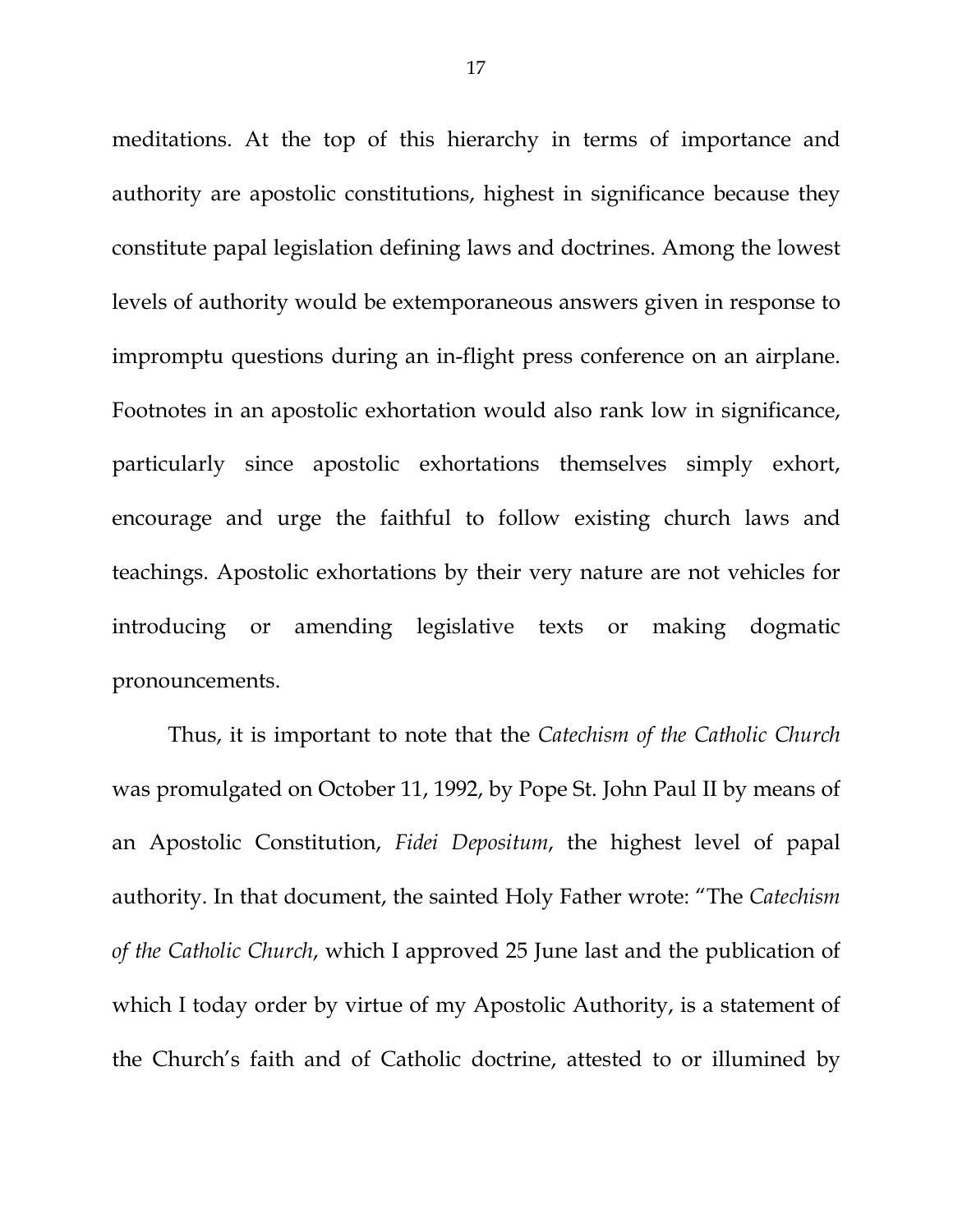meditations. At the top of this hierarchy in terms of importance and authority are apostolic constitutions, highest in significance because they constitute papal legislation defining laws and doctrines. Among the lowest levels of authority would be extemporaneous answers given in response to impromptu questions during an in-flight press conference on an airplane. Footnotes in an apostolic exhortation would also rank low in significance, particularly since apostolic exhortations themselves simply exhort, encourage and urge the faithful to follow existing church laws and teachings. Apostolic exhortations by their very nature are not vehicles for introducing or amending legislative texts or making dogmatic pronouncements.

Thus, it is important to note that the *Catechism of the Catholic Church* was promulgated on October 11, 1992, by Pope St. John Paul II by means of an Apostolic Constitution, *Fidei Depositum*, the highest level of papal authority. In that document, the sainted Holy Father wrote: "The *Catechism of the Catholic Church*, which I approved 25 June last and the publication of which I today order by virtue of my Apostolic Authority, is a statement of the Church's faith and of Catholic doctrine, attested to or illumined by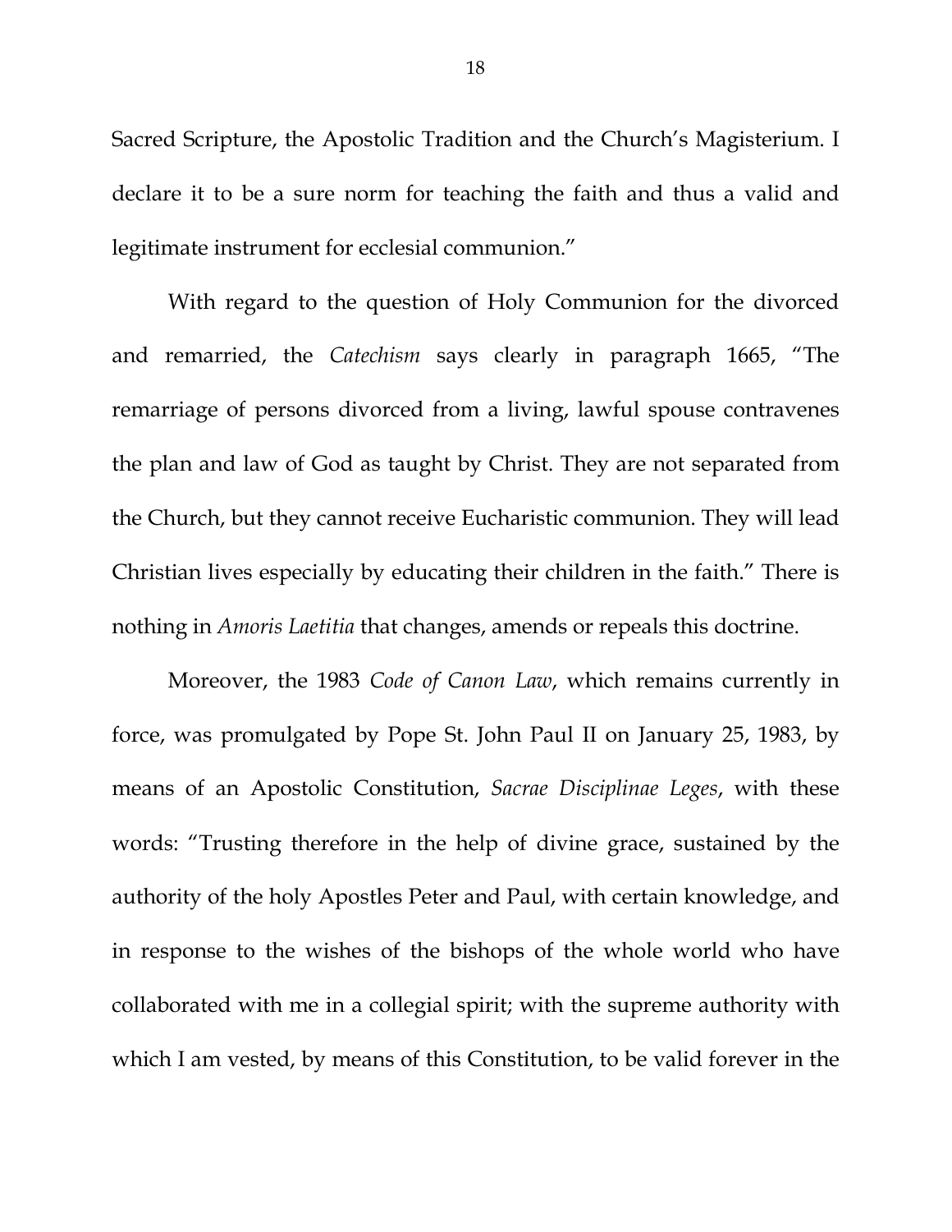Sacred Scripture, the Apostolic Tradition and the Church's Magisterium. I declare it to be a sure norm for teaching the faith and thus a valid and legitimate instrument for ecclesial communion."

With regard to the question of Holy Communion for the divorced and remarried, the *Catechism* says clearly in paragraph 1665, "The remarriage of persons divorced from a living, lawful spouse contravenes the plan and law of God as taught by Christ. They are not separated from the Church, but they cannot receive Eucharistic communion. They will lead Christian lives especially by educating their children in the faith." There is nothing in *Amoris Laetitia* that changes, amends or repeals this doctrine.

Moreover, the 1983 *Code of Canon Law*, which remains currently in force, was promulgated by Pope St. John Paul II on January 25, 1983, by means of an Apostolic Constitution, *Sacrae Disciplinae Leges*, with these words: "Trusting therefore in the help of divine grace, sustained by the authority of the holy Apostles Peter and Paul, with certain knowledge, and in response to the wishes of the bishops of the whole world who have collaborated with me in a collegial spirit; with the supreme authority with which I am vested, by means of this Constitution, to be valid forever in the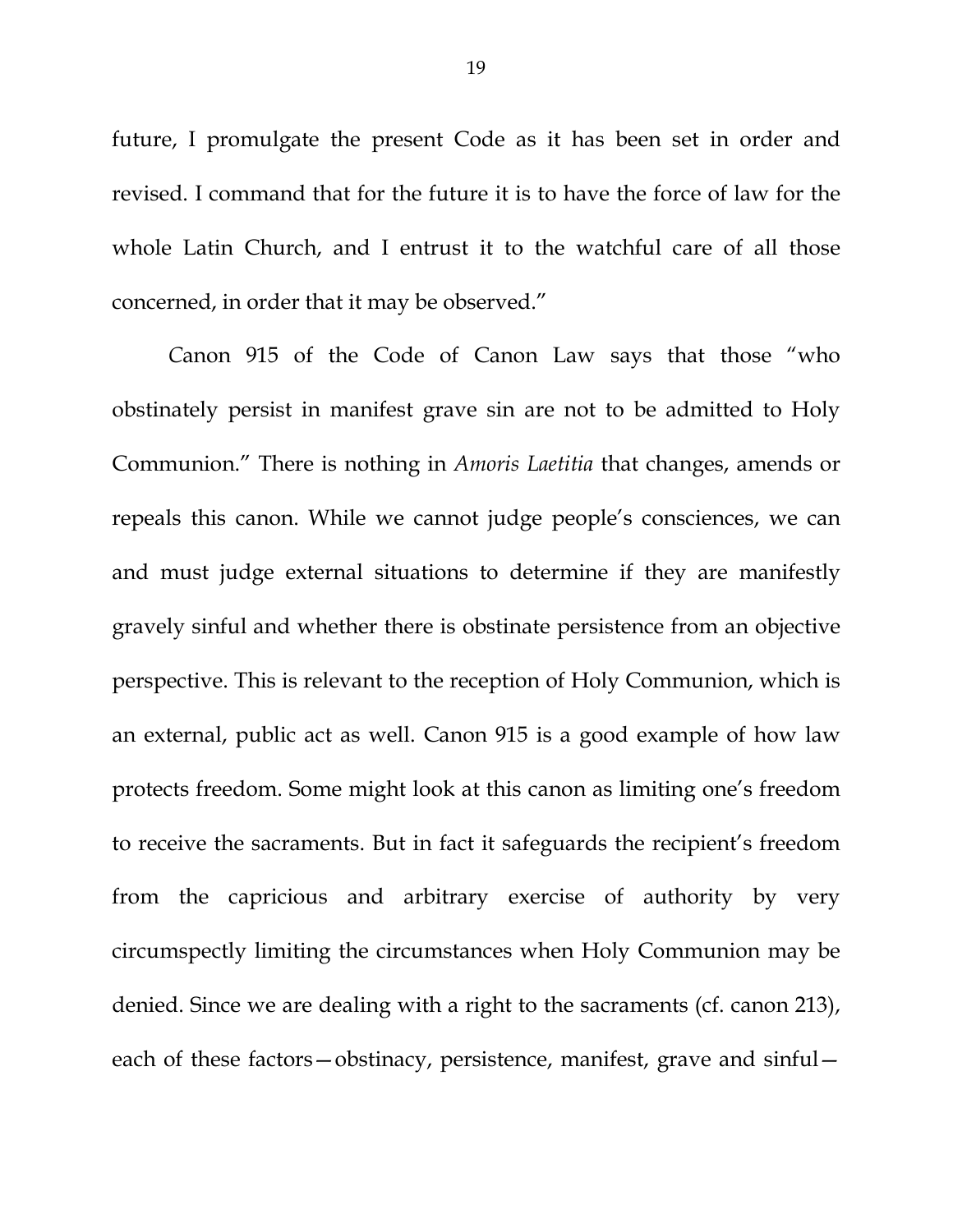future, I promulgate the present Code as it has been set in order and revised. I command that for the future it is to have the force of law for the whole Latin Church, and I entrust it to the watchful care of all those concerned, in order that it may be observed."

Canon 915 of the Code of Canon Law says that those "who obstinately persist in manifest grave sin are not to be admitted to Holy Communion." There is nothing in *Amoris Laetitia* that changes, amends or repeals this canon. While we cannot judge people's consciences, we can and must judge external situations to determine if they are manifestly gravely sinful and whether there is obstinate persistence from an objective perspective. This is relevant to the reception of Holy Communion, which is an external, public act as well. Canon 915 is a good example of how law protects freedom. Some might look at this canon as limiting one's freedom to receive the sacraments. But in fact it safeguards the recipient's freedom from the capricious and arbitrary exercise of authority by very circumspectly limiting the circumstances when Holy Communion may be denied. Since we are dealing with a right to the sacraments (cf. canon 213), each of these factors—obstinacy, persistence, manifest, grave and sinful—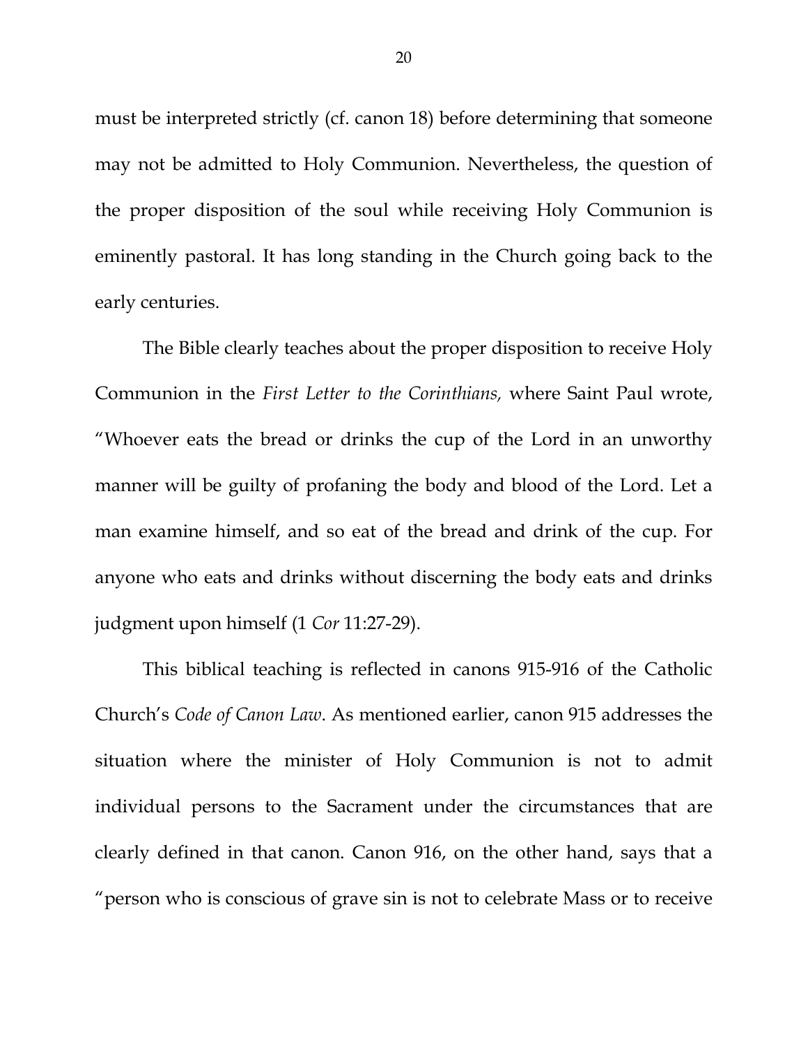must be interpreted strictly (cf. canon 18) before determining that someone may not be admitted to Holy Communion. Nevertheless, the question of the proper disposition of the soul while receiving Holy Communion is eminently pastoral. It has long standing in the Church going back to the early centuries.

The Bible clearly teaches about the proper disposition to receive Holy Communion in the *First Letter to the Corinthians,* where Saint Paul wrote, "Whoever eats the bread or drinks the cup of the Lord in an unworthy manner will be guilty of profaning the body and blood of the Lord. Let a man examine himself, and so eat of the bread and drink of the cup. For anyone who eats and drinks without discerning the body eats and drinks judgment upon himself (1 *Cor* 11:27-29).

This biblical teaching is reflected in canons 915-916 of the Catholic Church's *Code of Canon Law*. As mentioned earlier, canon 915 addresses the situation where the minister of Holy Communion is not to admit individual persons to the Sacrament under the circumstances that are clearly defined in that canon. Canon 916, on the other hand, says that a "person who is conscious of grave sin is not to celebrate Mass or to receive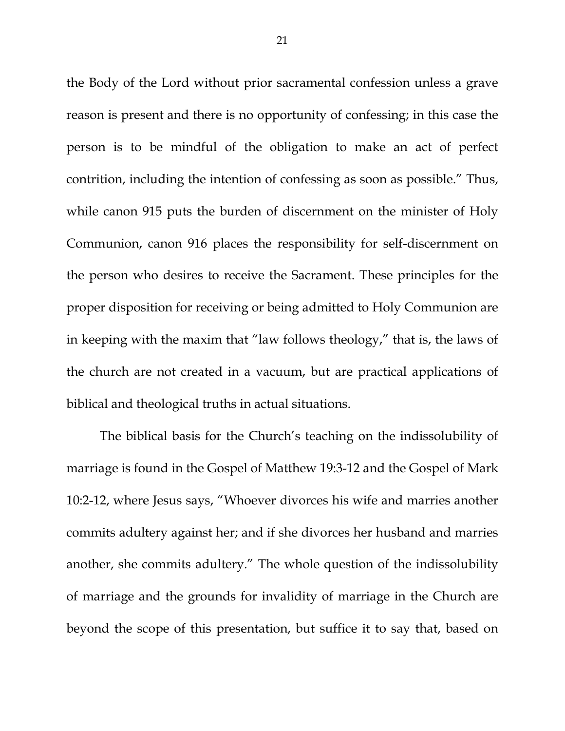the Body of the Lord without prior sacramental confession unless a grave reason is present and there is no opportunity of confessing; in this case the person is to be mindful of the obligation to make an act of perfect contrition, including the intention of confessing as soon as possible." Thus, while canon 915 puts the burden of discernment on the minister of Holy Communion, canon 916 places the responsibility for self-discernment on the person who desires to receive the Sacrament. These principles for the proper disposition for receiving or being admitted to Holy Communion are in keeping with the maxim that "law follows theology," that is, the laws of the church are not created in a vacuum, but are practical applications of biblical and theological truths in actual situations.

The biblical basis for the Church's teaching on the indissolubility of marriage is found in the Gospel of Matthew 19:3-12 and the Gospel of Mark 10:2-12, where Jesus says, "Whoever divorces his wife and marries another commits adultery against her; and if she divorces her husband and marries another, she commits adultery." The whole question of the indissolubility of marriage and the grounds for invalidity of marriage in the Church are beyond the scope of this presentation, but suffice it to say that, based on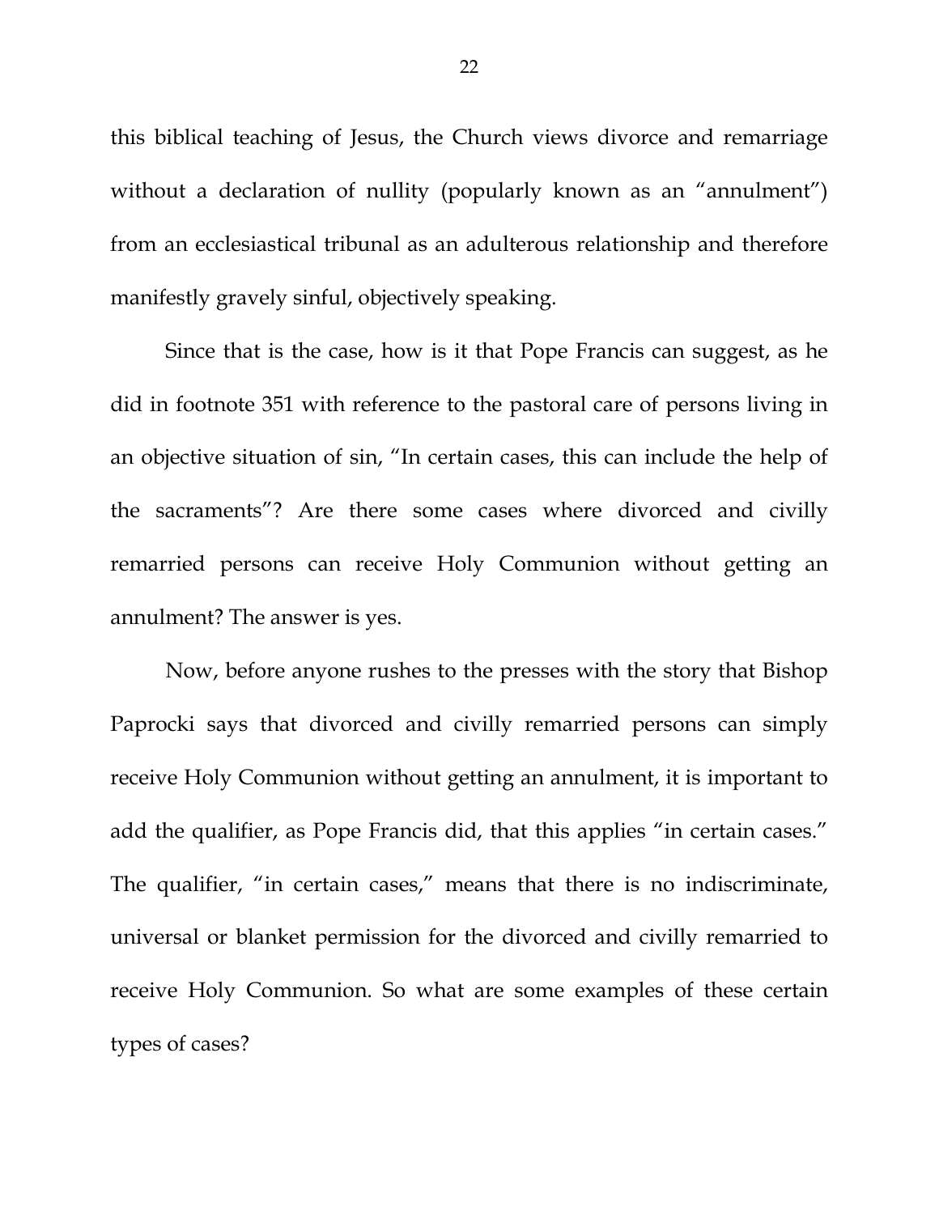this biblical teaching of Jesus, the Church views divorce and remarriage without a declaration of nullity (popularly known as an "annulment") from an ecclesiastical tribunal as an adulterous relationship and therefore manifestly gravely sinful, objectively speaking.

Since that is the case, how is it that Pope Francis can suggest, as he did in footnote 351 with reference to the pastoral care of persons living in an objective situation of sin, "In certain cases, this can include the help of the sacraments"? Are there some cases where divorced and civilly remarried persons can receive Holy Communion without getting an annulment? The answer is yes.

Now, before anyone rushes to the presses with the story that Bishop Paprocki says that divorced and civilly remarried persons can simply receive Holy Communion without getting an annulment, it is important to add the qualifier, as Pope Francis did, that this applies "in certain cases." The qualifier, "in certain cases," means that there is no indiscriminate, universal or blanket permission for the divorced and civilly remarried to receive Holy Communion. So what are some examples of these certain types of cases?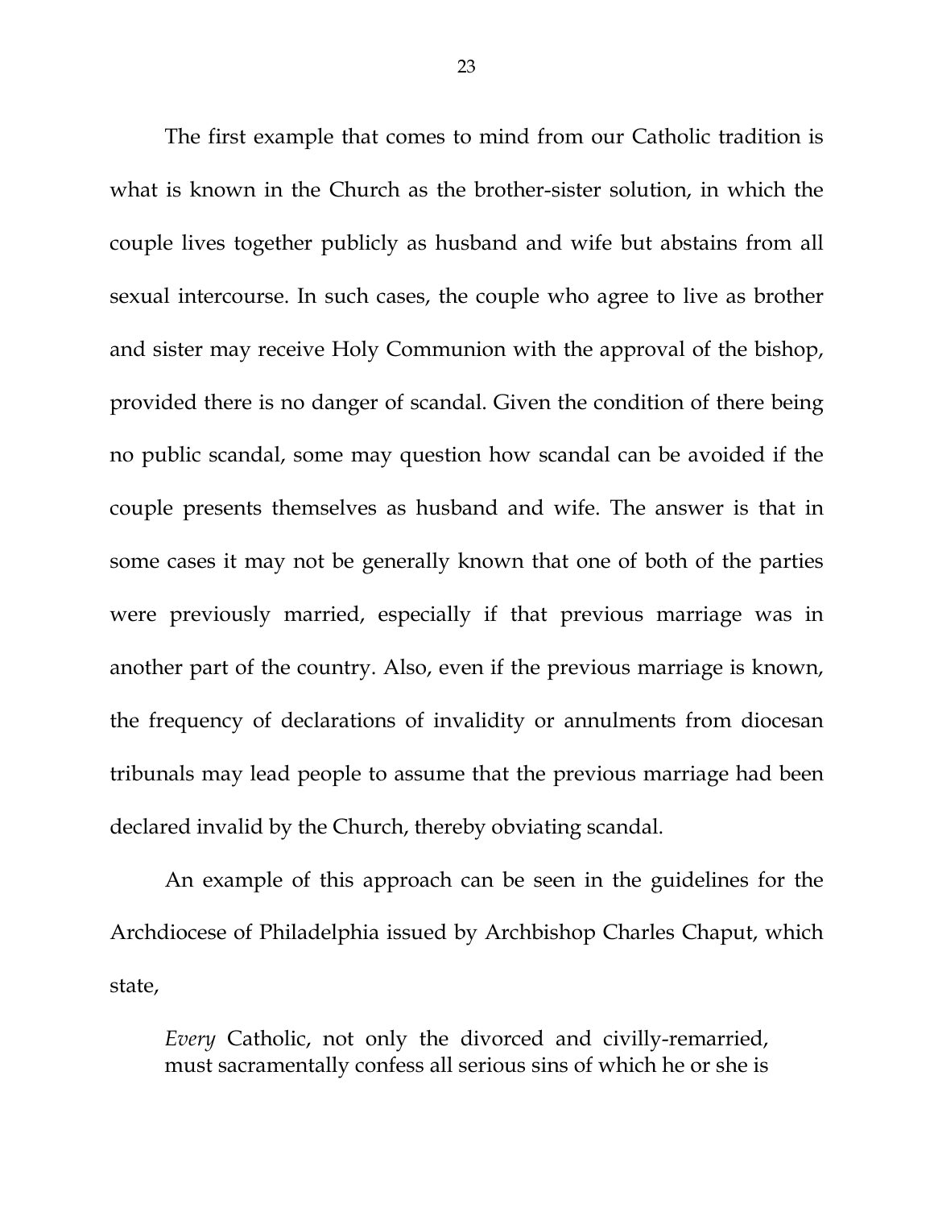The first example that comes to mind from our Catholic tradition is what is known in the Church as the brother-sister solution, in which the couple lives together publicly as husband and wife but abstains from all sexual intercourse. In such cases, the couple who agree to live as brother and sister may receive Holy Communion with the approval of the bishop, provided there is no danger of scandal. Given the condition of there being no public scandal, some may question how scandal can be avoided if the couple presents themselves as husband and wife. The answer is that in some cases it may not be generally known that one of both of the parties were previously married, especially if that previous marriage was in another part of the country. Also, even if the previous marriage is known, the frequency of declarations of invalidity or annulments from diocesan tribunals may lead people to assume that the previous marriage had been declared invalid by the Church, thereby obviating scandal.

An example of this approach can be seen in the guidelines for the Archdiocese of Philadelphia issued by Archbishop Charles Chaput, which state,

> *Every* Catholic, not only the divorced and civilly-remarried, must sacramentally confess all serious sins of which he or she is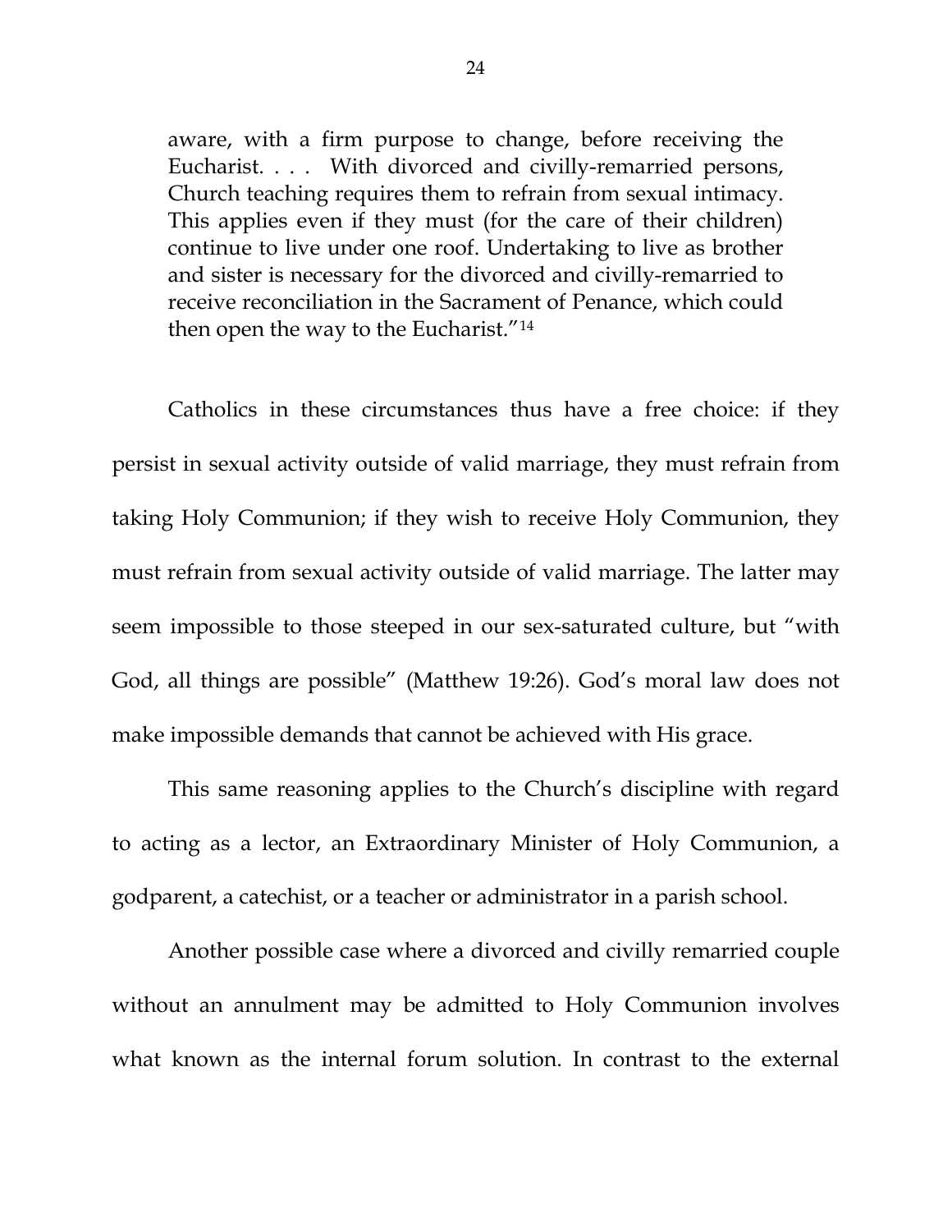> aware, with a firm purpose to change, before receiving the Eucharist. . . . With divorced and civilly-remarried persons, Church teaching requires them to refrain from sexual intimacy. This applies even if they must (for the care of their children) continue to live under one roof. Undertaking to live as brother and sister is necessary for the divorced and civilly-remarried to receive reconciliation in the Sacrament of Penance, which could then open the way to the Eucharist."[14]

Catholics in these circumstances thus have a free choice: if they persist in sexual activity outside of valid marriage, they must refrain from taking Holy Communion; if they wish to receive Holy Communion, they must refrain from sexual activity outside of valid marriage. The latter may seem impossible to those steeped in our sex-saturated culture, but "with God, all things are possible" (Matthew 19:26). God's moral law does not make impossible demands that cannot be achieved with His grace.

This same reasoning applies to the Church's discipline with regard to acting as a lector, an Extraordinary Minister of Holy Communion, a godparent, a catechist, or a teacher or administrator in a parish school.

Another possible case where a divorced and civilly remarried couple without an annulment may be admitted to Holy Communion involves what known as the internal forum solution. In contrast to the external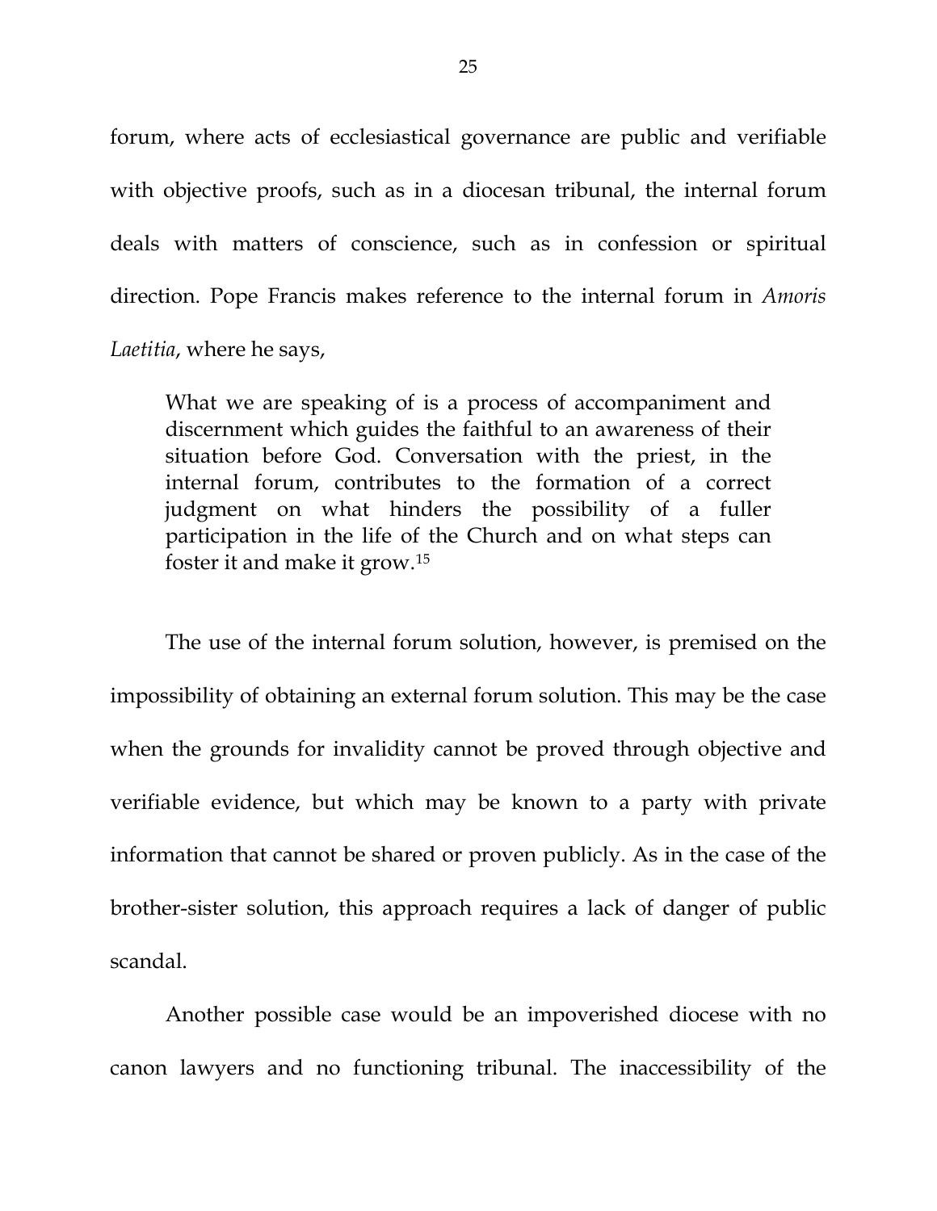forum, where acts of ecclesiastical governance are public and verifiable with objective proofs, such as in a diocesan tribunal, the internal forum deals with matters of conscience, such as in confession or spiritual direction. Pope Francis makes reference to the internal forum in *Amoris Laetitia*, where he says,

> What we are speaking of is a process of accompaniment and discernment which guides the faithful to an awareness of their situation before God. Conversation with the priest, in the internal forum, contributes to the formation of a correct judgment on what hinders the possibility of a fuller participation in the life of the Church and on what steps can foster it and make it grow.[15]

The use of the internal forum solution, however, is premised on the impossibility of obtaining an external forum solution. This may be the case when the grounds for invalidity cannot be proved through objective and verifiable evidence, but which may be known to a party with private information that cannot be shared or proven publicly. As in the case of the brother-sister solution, this approach requires a lack of danger of public scandal.

Another possible case would be an impoverished diocese with no canon lawyers and no functioning tribunal. The inaccessibility of the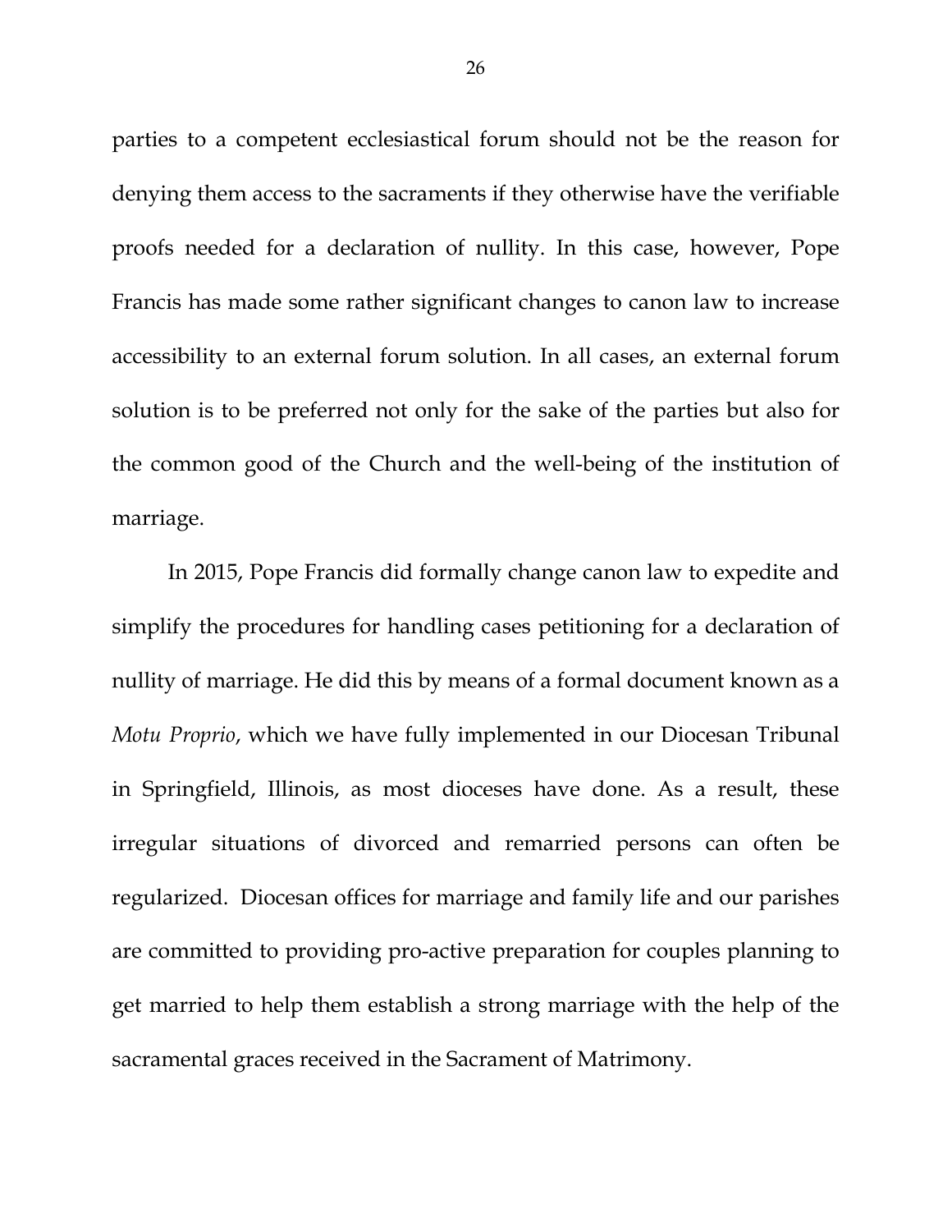parties to a competent ecclesiastical forum should not be the reason for denying them access to the sacraments if they otherwise have the verifiable proofs needed for a declaration of nullity. In this case, however, Pope Francis has made some rather significant changes to canon law to increase accessibility to an external forum solution. In all cases, an external forum solution is to be preferred not only for the sake of the parties but also for the common good of the Church and the well-being of the institution of marriage.

In 2015, Pope Francis did formally change canon law to expedite and simplify the procedures for handling cases petitioning for a declaration of nullity of marriage. He did this by means of a formal document known as a *Motu Proprio*, which we have fully implemented in our Diocesan Tribunal in Springfield, Illinois, as most dioceses have done. As a result, these irregular situations of divorced and remarried persons can often be regularized. Diocesan offices for marriage and family life and our parishes are committed to providing pro-active preparation for couples planning to get married to help them establish a strong marriage with the help of the sacramental graces received in the Sacrament of Matrimony.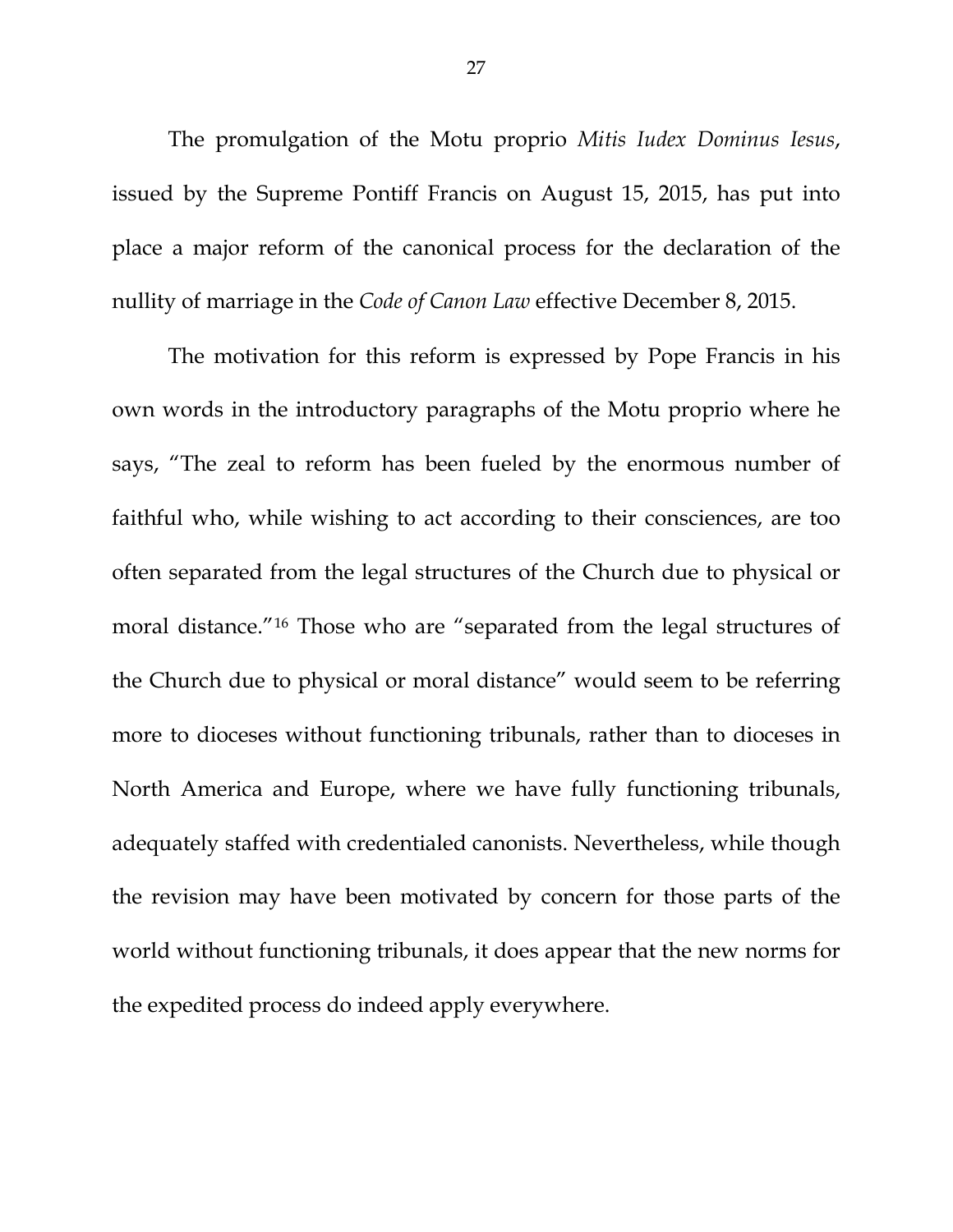The promulgation of the Motu proprio *Mitis Iudex Dominus Iesus*, issued by the Supreme Pontiff Francis on August 15, 2015, has put into place a major reform of the canonical process for the declaration of the nullity of marriage in the *Code of Canon Law* effective December 8, 2015.

The motivation for this reform is expressed by Pope Francis in his own words in the introductory paragraphs of the Motu proprio where he says, "The zeal to reform has been fueled by the enormous number of faithful who, while wishing to act according to their consciences, are too often separated from the legal structures of the Church due to physical or moral distance."[16] Those who are "separated from the legal structures of the Church due to physical or moral distance" would seem to be referring more to dioceses without functioning tribunals, rather than to dioceses in North America and Europe, where we have fully functioning tribunals, adequately staffed with credentialed canonists. Nevertheless, while though the revision may have been motivated by concern for those parts of the world without functioning tribunals, it does appear that the new norms for the expedited process do indeed apply everywhere.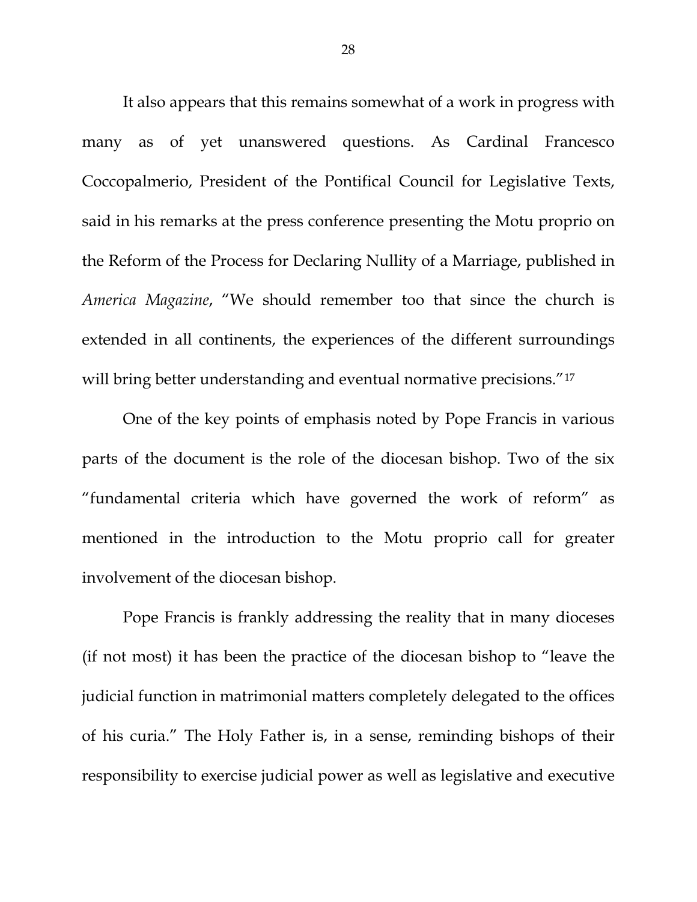It also appears that this remains somewhat of a work in progress with many as of yet unanswered questions. As Cardinal Francesco Coccopalmerio, President of the Pontifical Council for Legislative Texts, said in his remarks at the press conference presenting the Motu proprio on the Reform of the Process for Declaring Nullity of a Marriage, published in *America Magazine*, "We should remember too that since the church is extended in all continents, the experiences of the different surroundings will bring better understanding and eventual normative precisions."[17]

One of the key points of emphasis noted by Pope Francis in various parts of the document is the role of the diocesan bishop. Two of the six "fundamental criteria which have governed the work of reform" as mentioned in the introduction to the Motu proprio call for greater involvement of the diocesan bishop.

Pope Francis is frankly addressing the reality that in many dioceses (if not most) it has been the practice of the diocesan bishop to "leave the judicial function in matrimonial matters completely delegated to the offices of his curia." The Holy Father is, in a sense, reminding bishops of their responsibility to exercise judicial power as well as legislative and executive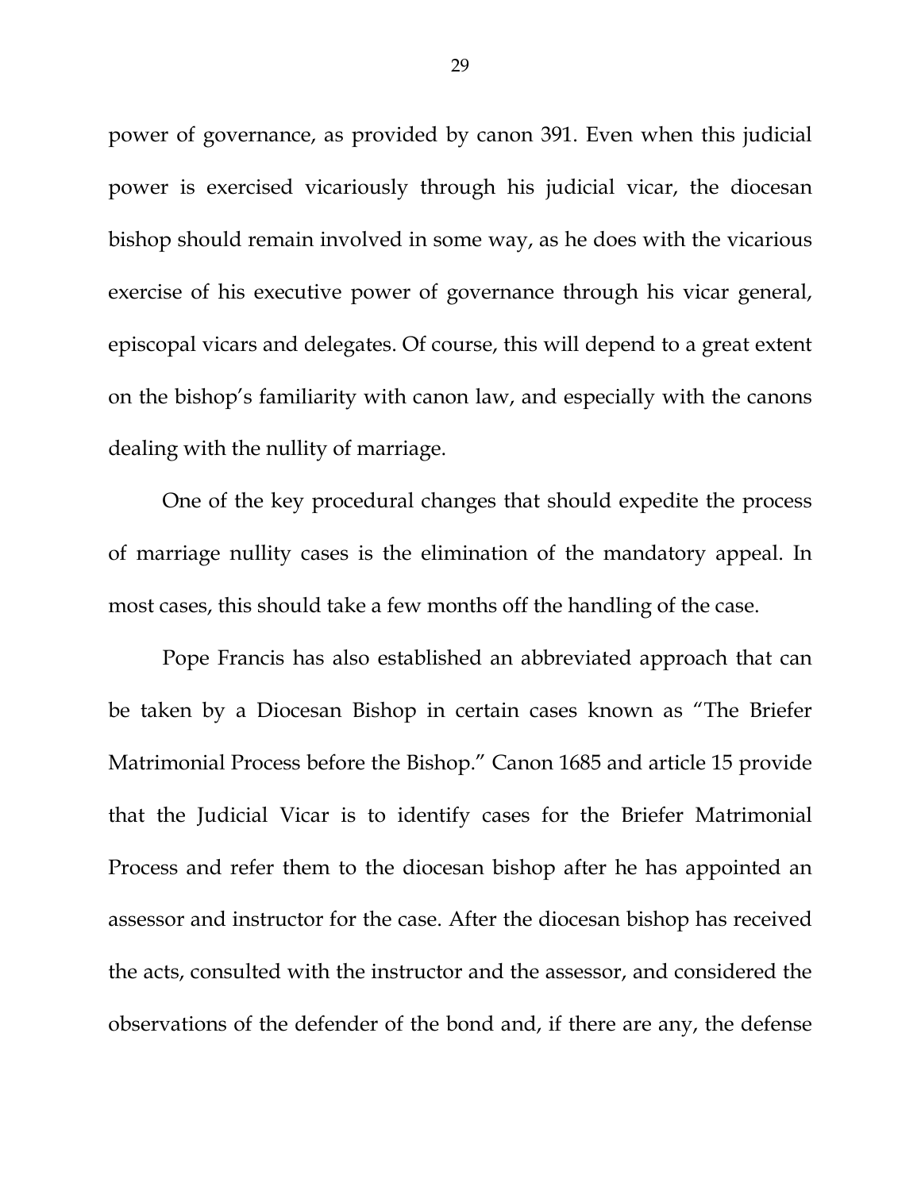power of governance, as provided by canon 391. Even when this judicial power is exercised vicariously through his judicial vicar, the diocesan bishop should remain involved in some way, as he does with the vicarious exercise of his executive power of governance through his vicar general, episcopal vicars and delegates. Of course, this will depend to a great extent on the bishop's familiarity with canon law, and especially with the canons dealing with the nullity of marriage.

One of the key procedural changes that should expedite the process of marriage nullity cases is the elimination of the mandatory appeal. In most cases, this should take a few months off the handling of the case.

Pope Francis has also established an abbreviated approach that can be taken by a Diocesan Bishop in certain cases known as "The Briefer Matrimonial Process before the Bishop." Canon 1685 and article 15 provide that the Judicial Vicar is to identify cases for the Briefer Matrimonial Process and refer them to the diocesan bishop after he has appointed an assessor and instructor for the case. After the diocesan bishop has received the acts, consulted with the instructor and the assessor, and considered the observations of the defender of the bond and, if there are any, the defense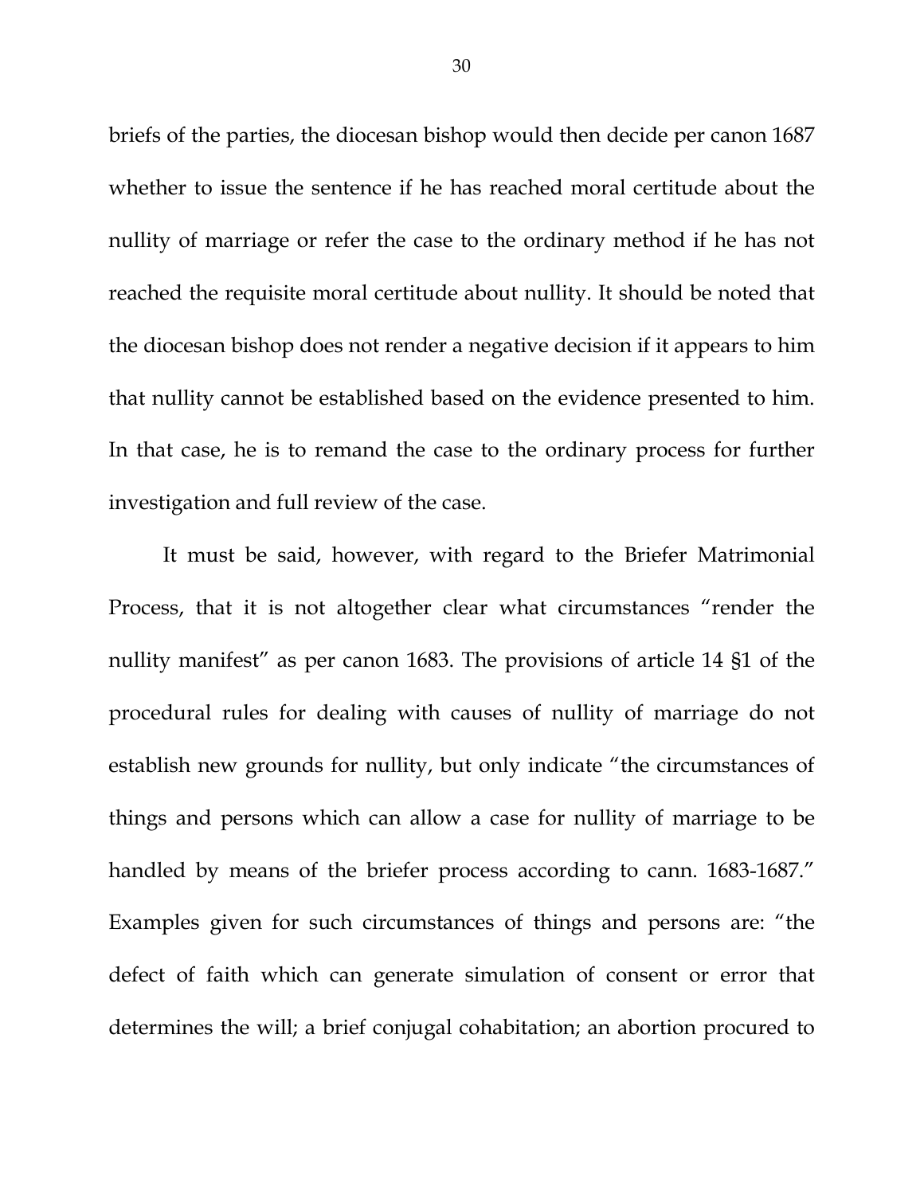briefs of the parties, the diocesan bishop would then decide per canon 1687 whether to issue the sentence if he has reached moral certitude about the nullity of marriage or refer the case to the ordinary method if he has not reached the requisite moral certitude about nullity. It should be noted that the diocesan bishop does not render a negative decision if it appears to him that nullity cannot be established based on the evidence presented to him. In that case, he is to remand the case to the ordinary process for further investigation and full review of the case.

It must be said, however, with regard to the Briefer Matrimonial Process, that it is not altogether clear what circumstances "render the nullity manifest" as per canon 1683. The provisions of article 14 §1 of the procedural rules for dealing with causes of nullity of marriage do not establish new grounds for nullity, but only indicate "the circumstances of things and persons which can allow a case for nullity of marriage to be handled by means of the briefer process according to cann. 1683-1687." Examples given for such circumstances of things and persons are: "the defect of faith which can generate simulation of consent or error that determines the will; a brief conjugal cohabitation; an abortion procured to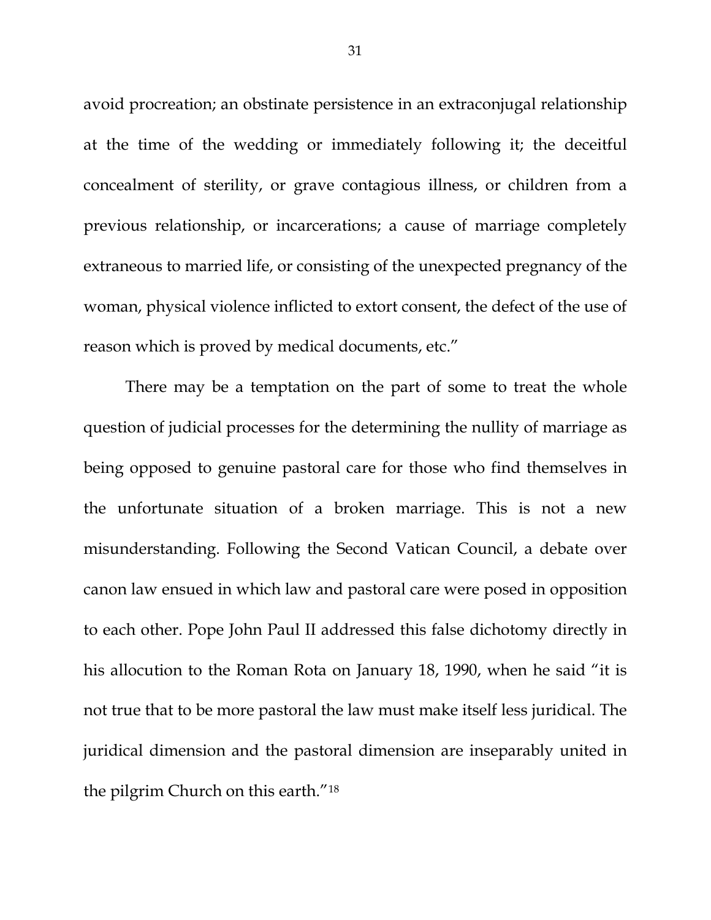avoid procreation; an obstinate persistence in an extraconjugal relationship at the time of the wedding or immediately following it; the deceitful concealment of sterility, or grave contagious illness, or children from a previous relationship, or incarcerations; a cause of marriage completely extraneous to married life, or consisting of the unexpected pregnancy of the woman, physical violence inflicted to extort consent, the defect of the use of reason which is proved by medical documents, etc."

There may be a temptation on the part of some to treat the whole question of judicial processes for the determining the nullity of marriage as being opposed to genuine pastoral care for those who find themselves in the unfortunate situation of a broken marriage. This is not a new misunderstanding. Following the Second Vatican Council, a debate over canon law ensued in which law and pastoral care were posed in opposition to each other. Pope John Paul II addressed this false dichotomy directly in his allocution to the Roman Rota on January 18, 1990, when he said "it is not true that to be more pastoral the law must make itself less juridical. The juridical dimension and the pastoral dimension are inseparably united in the pilgrim Church on this earth."[18]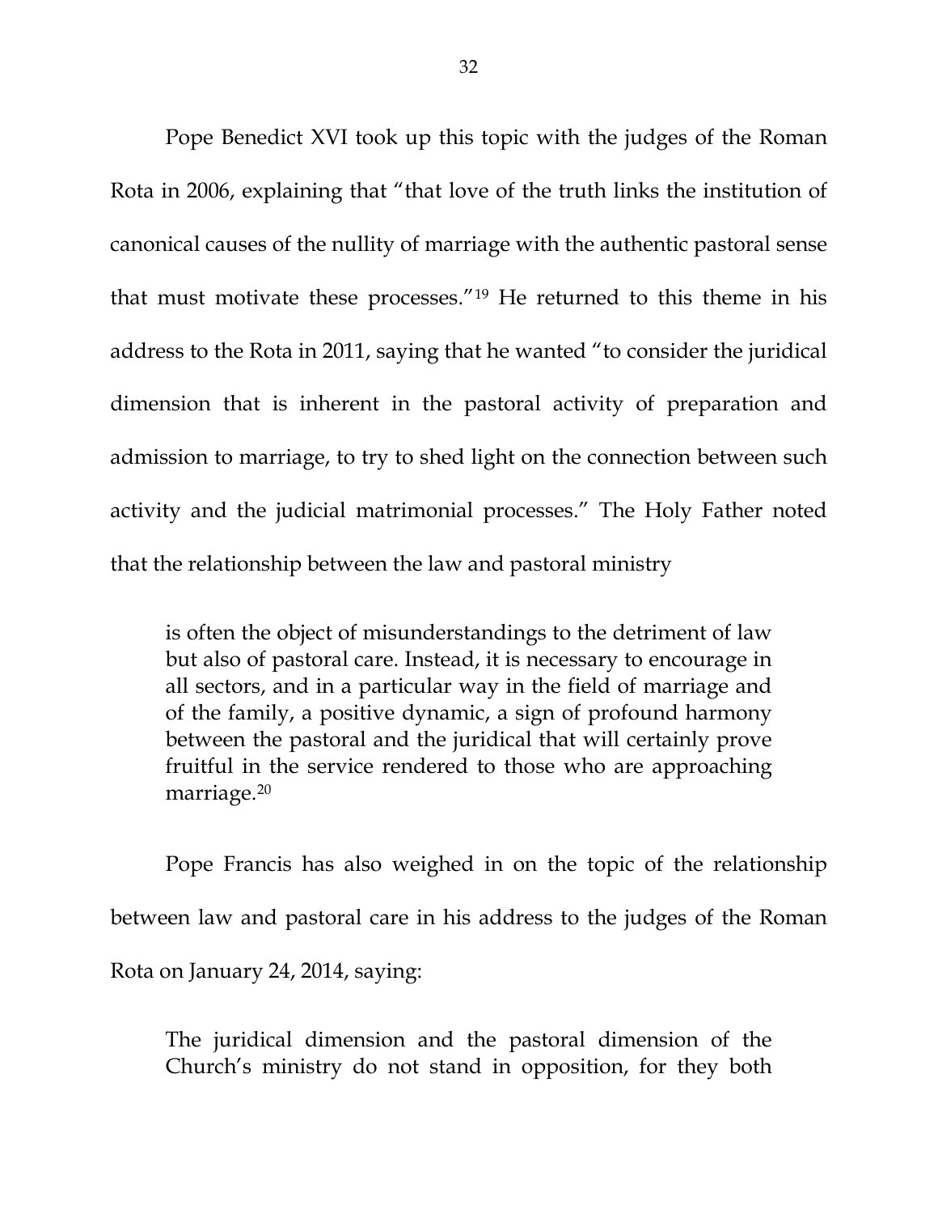Pope Benedict XVI took up this topic with the judges of the Roman Rota in 2006, explaining that "that love of the truth links the institution of canonical causes of the nullity of marriage with the authentic pastoral sense that must motivate these processes."[19] He returned to this theme in his address to the Rota in 2011, saying that he wanted "to consider the juridical dimension that is inherent in the pastoral activity of preparation and admission to marriage, to try to shed light on the connection between such activity and the judicial matrimonial processes." The Holy Father noted that the relationship between the law and pastoral ministry

> is often the object of misunderstandings to the detriment of law but also of pastoral care. Instead, it is necessary to encourage in all sectors, and in a particular way in the field of marriage and of the family, a positive dynamic, a sign of profound harmony between the pastoral and the juridical that will certainly prove fruitful in the service rendered to those who are approaching marriage.[20]

Pope Francis has also weighed in on the topic of the relationship between law and pastoral care in his address to the judges of the Roman Rota on January 24, 2014, saying:

> The juridical dimension and the pastoral dimension of the Church's ministry do not stand in opposition, for they both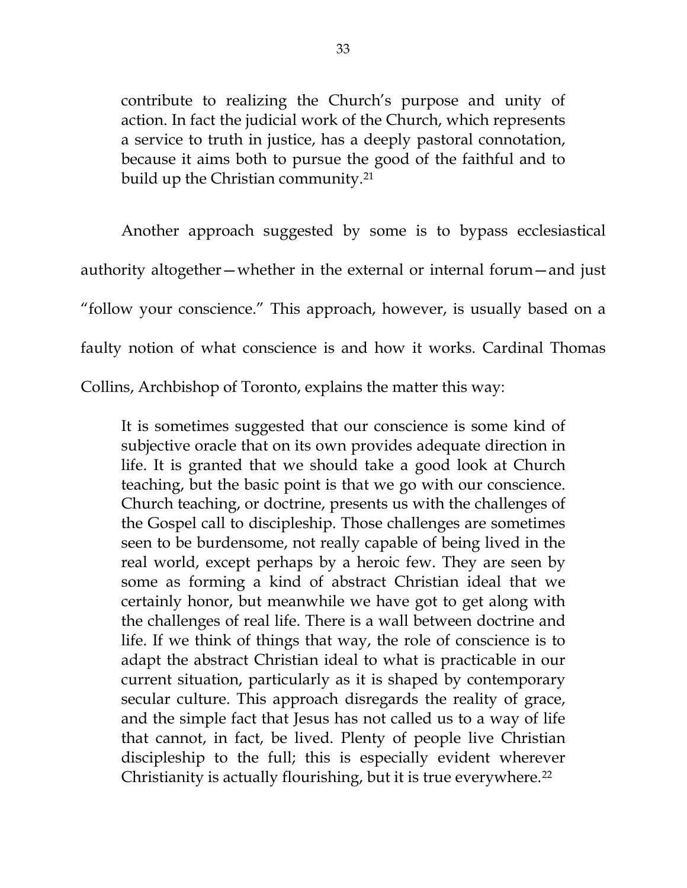> contribute to realizing the Church's purpose and unity of action. In fact the judicial work of the Church, which represents a service to truth in justice, has a deeply pastoral connotation, because it aims both to pursue the good of the faithful and to build up the Christian community.[21]

Another approach suggested by some is to bypass ecclesiastical authority altogether—whether in the external or internal forum—and just "follow your conscience." This approach, however, is usually based on a faulty notion of what conscience is and how it works. Cardinal Thomas Collins, Archbishop of Toronto, explains the matter this way:

> It is sometimes suggested that our conscience is some kind of subjective oracle that on its own provides adequate direction in life. It is granted that we should take a good look at Church teaching, but the basic point is that we go with our conscience. Church teaching, or doctrine, presents us with the challenges of the Gospel call to discipleship. Those challenges are sometimes seen to be burdensome, not really capable of being lived in the real world, except perhaps by a heroic few. They are seen by some as forming a kind of abstract Christian ideal that we certainly honor, but meanwhile we have got to get along with the challenges of real life. There is a wall between doctrine and life. If we think of things that way, the role of conscience is to adapt the abstract Christian ideal to what is practicable in our current situation, particularly as it is shaped by contemporary secular culture. This approach disregards the reality of grace, and the simple fact that Jesus has not called us to a way of life that cannot, in fact, be lived. Plenty of people live Christian discipleship to the full; this is especially evident wherever Christianity is actually flourishing, but it is true everywhere.[22]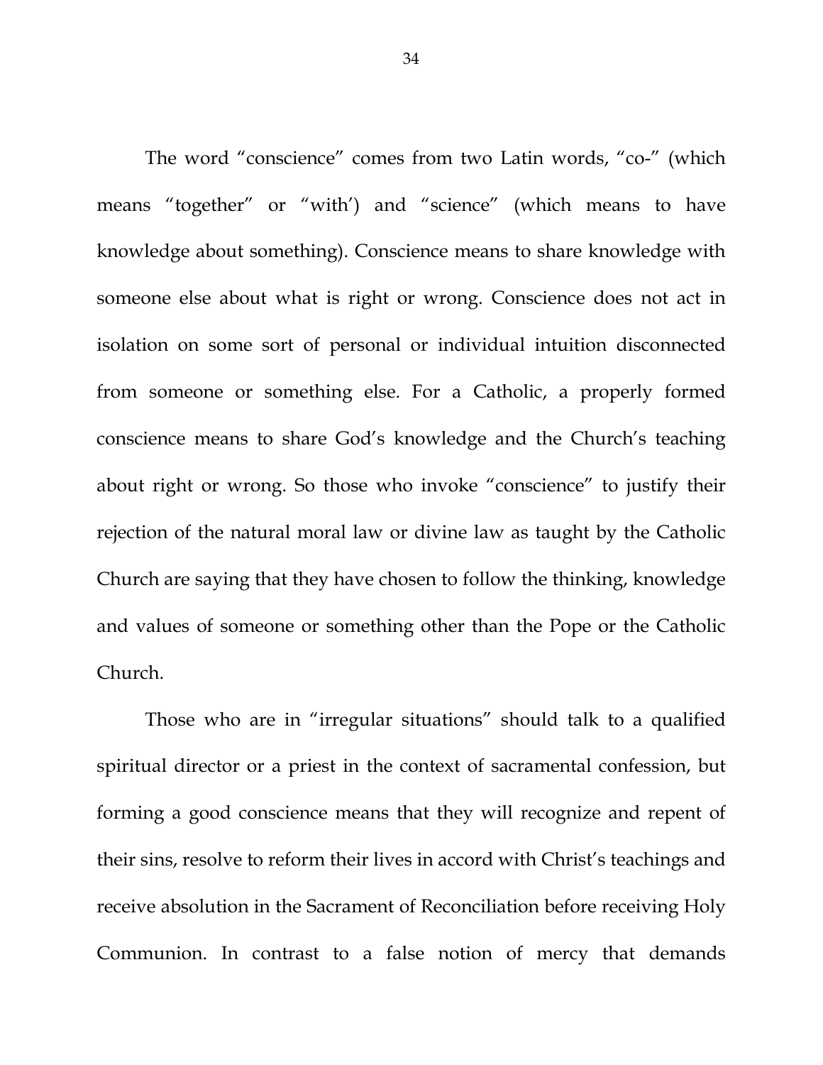The word "conscience" comes from two Latin words, "co-" (which means "together" or "with') and "science" (which means to have knowledge about something). Conscience means to share knowledge with someone else about what is right or wrong. Conscience does not act in isolation on some sort of personal or individual intuition disconnected from someone or something else. For a Catholic, a properly formed conscience means to share God's knowledge and the Church's teaching about right or wrong. So those who invoke "conscience" to justify their rejection of the natural moral law or divine law as taught by the Catholic Church are saying that they have chosen to follow the thinking, knowledge and values of someone or something other than the Pope or the Catholic Church.

Those who are in "irregular situations" should talk to a qualified spiritual director or a priest in the context of sacramental confession, but forming a good conscience means that they will recognize and repent of their sins, resolve to reform their lives in accord with Christ's teachings and receive absolution in the Sacrament of Reconciliation before receiving Holy Communion. In contrast to a false notion of mercy that demands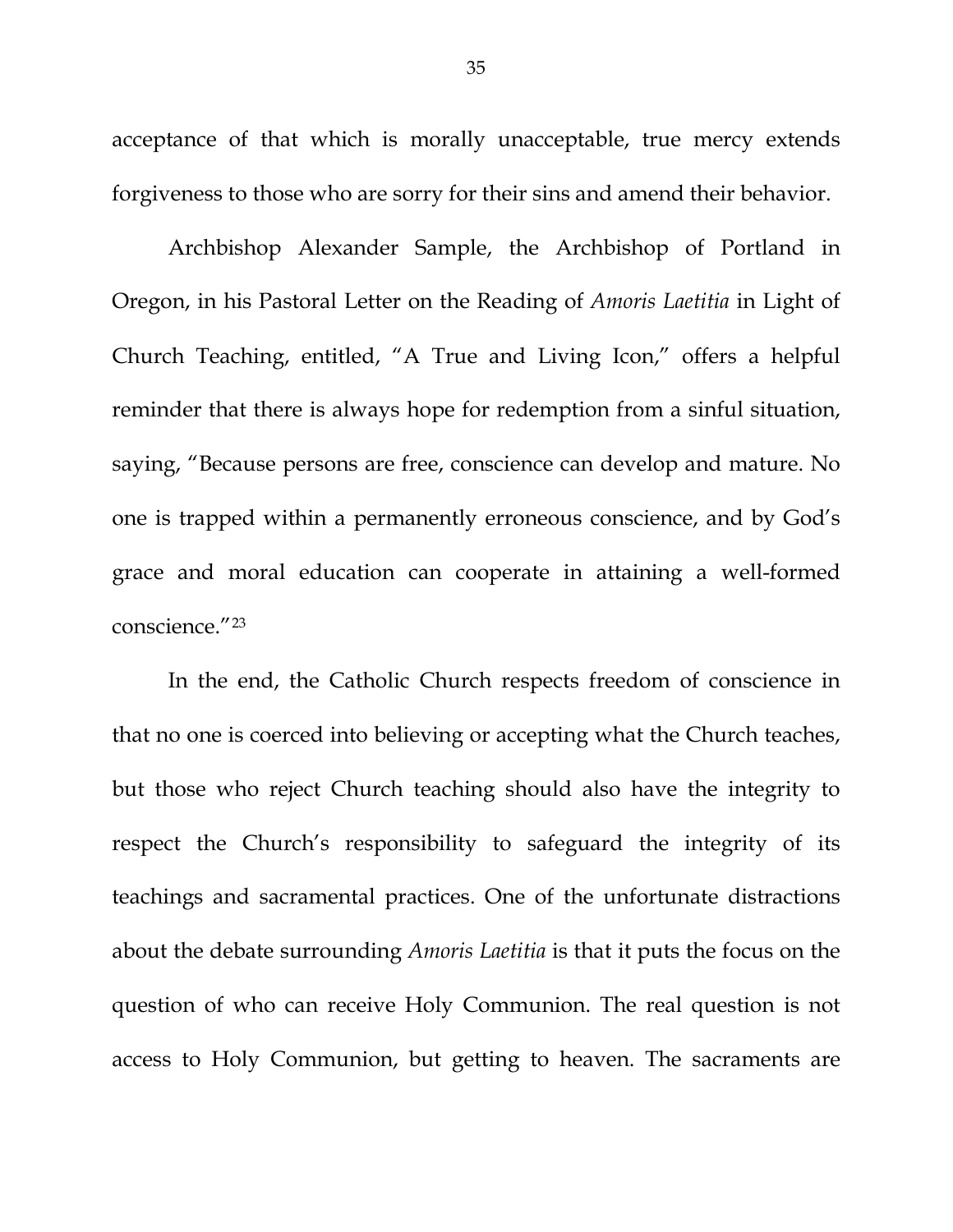acceptance of that which is morally unacceptable, true mercy extends forgiveness to those who are sorry for their sins and amend their behavior.

Archbishop Alexander Sample, the Archbishop of Portland in Oregon, in his Pastoral Letter on the Reading of *Amoris Laetitia* in Light of Church Teaching, entitled, "A True and Living Icon," offers a helpful reminder that there is always hope for redemption from a sinful situation, saying, "Because persons are free, conscience can develop and mature. No one is trapped within a permanently erroneous conscience, and by God's grace and moral education can cooperate in attaining a well-formed conscience."[23]

In the end, the Catholic Church respects freedom of conscience in that no one is coerced into believing or accepting what the Church teaches, but those who reject Church teaching should also have the integrity to respect the Church's responsibility to safeguard the integrity of its teachings and sacramental practices. One of the unfortunate distractions about the debate surrounding *Amoris Laetitia* is that it puts the focus on the question of who can receive Holy Communion. The real question is not access to Holy Communion, but getting to heaven. The sacraments are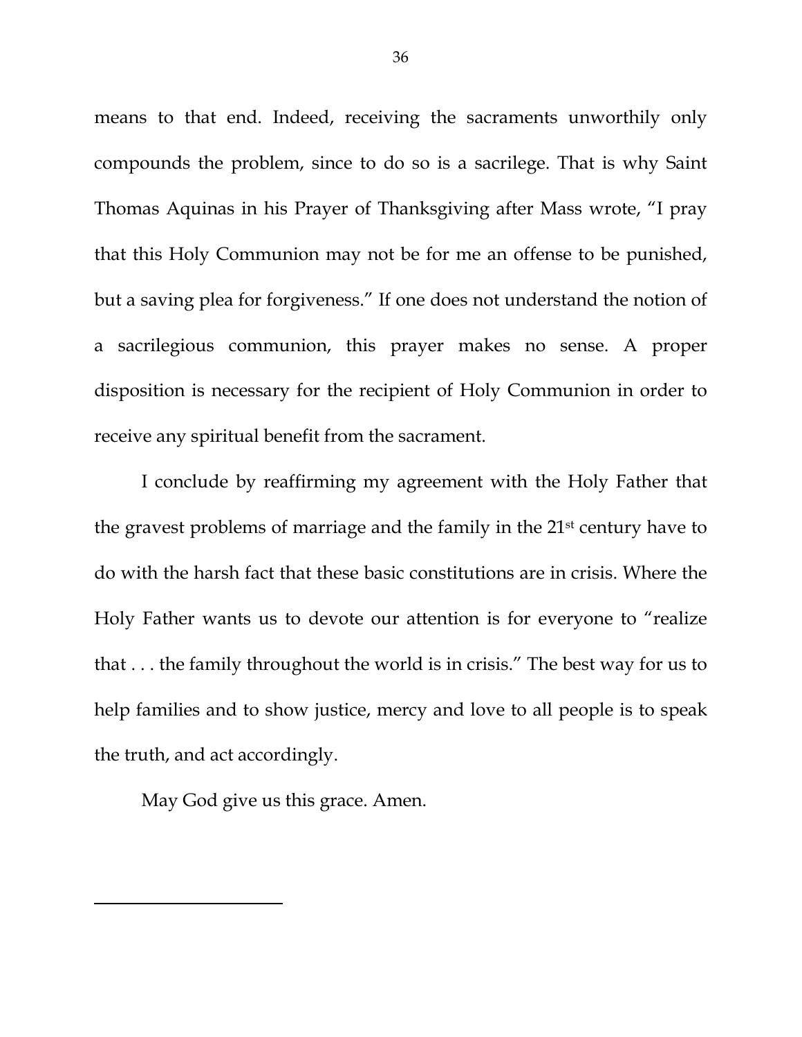means to that end. Indeed, receiving the sacraments unworthily only compounds the problem, since to do so is a sacrilege. That is why Saint Thomas Aquinas in his Prayer of Thanksgiving after Mass wrote, "I pray that this Holy Communion may not be for me an offense to be punished, but a saving plea for forgiveness." If one does not understand the notion of a sacrilegious communion, this prayer makes no sense. A proper disposition is necessary for the recipient of Holy Communion in order to receive any spiritual benefit from the sacrament.

I conclude by reaffirming my agreement with the Holy Father that the gravest problems of marriage and the family in the 21st century have to do with the harsh fact that these basic constitutions are in crisis. Where the Holy Father wants us to devote our attention is for everyone to "realize that . . . the family throughout the world is in crisis." The best way for us to help families and to show justice, mercy and love to all people is to speak the truth, and act accordingly.

May God give us this grace. Amen.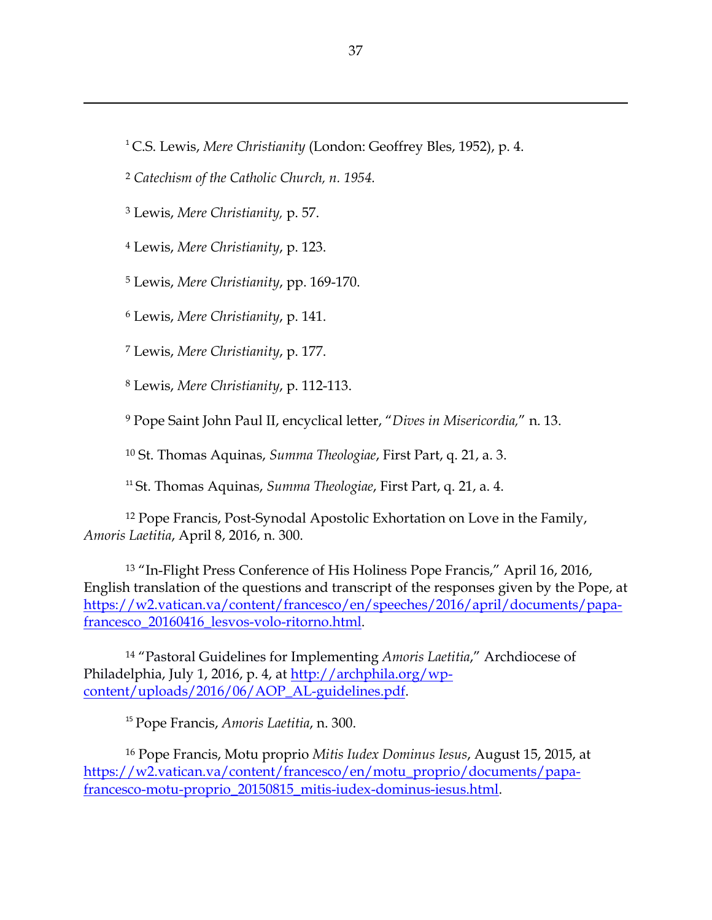[1] C.S. Lewis, *Mere Christianity* (London: Geoffrey Bles, 1952), p. 4.

[2] *Catechism of the Catholic Church, n. 1954.*

[3] Lewis, *Mere Christianity,* p. 57.

[4] Lewis, *Mere Christianity*, p. 123.

[5] Lewis, *Mere Christianity*, pp. 169-170.

[6] Lewis, *Mere Christianity*, p. 141.

[7] Lewis, *Mere Christianity*, p. 177.

[8] Lewis, *Mere Christianity*, p. 112-113.

[9] Pope Saint John Paul II, encyclical letter, "*Dives in Misericordia,*" n. 13.

[10] St. Thomas Aquinas, *Summa Theologiae*, First Part, q. 21, a. 3.

[11] St. Thomas Aquinas, *Summa Theologiae*, First Part, q. 21, a. 4.

[12] Pope Francis, Post-Synodal Apostolic Exhortation on Love in the Family, *Amoris Laetitia*, April 8, 2016, n. 300.

[13] "In-Flight Press Conference of His Holiness Pope Francis," April 16, 2016, English translation of the questions and transcript of the responses given by the Pope, at https://w2.vatican.va/content/francesco/en/speeches/2016/april/documents/papa-francesco_20160416_lesvos-volo-ritorno.html.

[14] "Pastoral Guidelines for Implementing *Amoris Laetitia*," Archdiocese of Philadelphia, July 1, 2016, p. 4, at http://archphila.org/wp-content/uploads/2016/06/AOP_AL-guidelines.pdf.

[15] Pope Francis, *Amoris Laetitia*, n. 300.

[16] Pope Francis, Motu proprio *Mitis Iudex Dominus Iesus*, August 15, 2015, at https://w2.vatican.va/content/francesco/en/motu_proprio/documents/papa-francesco-motu-proprio_20150815_mitis-iudex-dominus-iesus.html.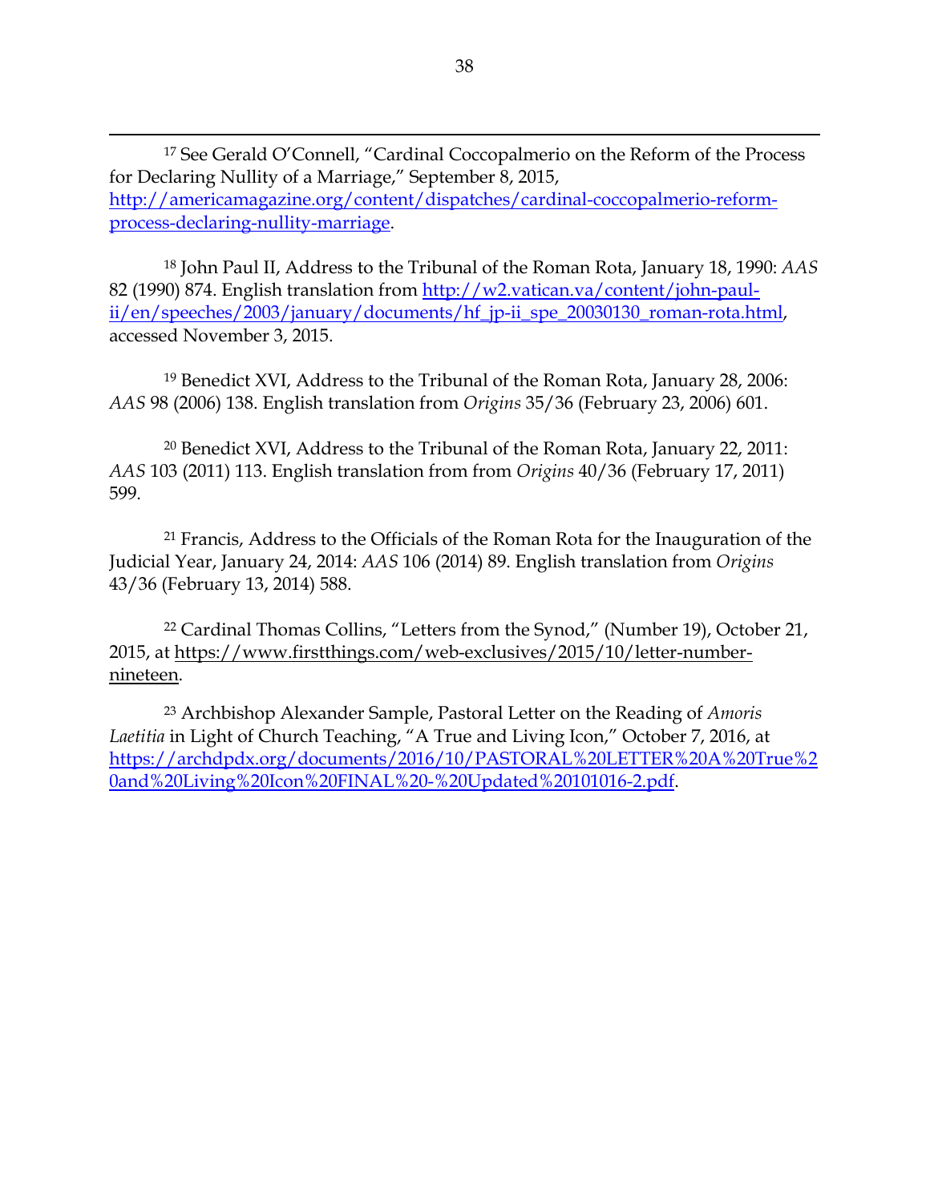[17] See Gerald O'Connell, "Cardinal Coccopalmerio on the Reform of the Process for Declaring Nullity of a Marriage," September 8, 2015, http://americamagazine.org/content/dispatches/cardinal-coccopalmerio-reform-process-declaring-nullity-marriage.

[18] John Paul II, Address to the Tribunal of the Roman Rota, January 18, 1990: *AAS* 82 (1990) 874. English translation from http://w2.vatican.va/content/john-paul-ii/en/speeches/2003/january/documents/hf_jp-ii_spe_20030130_roman-rota.html, accessed November 3, 2015.

[19] Benedict XVI, Address to the Tribunal of the Roman Rota, January 28, 2006: *AAS* 98 (2006) 138. English translation from *Origins* 35/36 (February 23, 2006) 601.

[20] Benedict XVI, Address to the Tribunal of the Roman Rota, January 22, 2011: *AAS* 103 (2011) 113. English translation from from *Origins* 40/36 (February 17, 2011) 599.

[21] Francis, Address to the Officials of the Roman Rota for the Inauguration of the Judicial Year, January 24, 2014: *AAS* 106 (2014) 89. English translation from *Origins* 43/36 (February 13, 2014) 588.

[22] Cardinal Thomas Collins, "Letters from the Synod," (Number 19), October 21, 2015, at https://www.firstthings.com/web-exclusives/2015/10/letter-number-nineteen.

[23] Archbishop Alexander Sample, Pastoral Letter on the Reading of *Amoris Laetitia* in Light of Church Teaching, "A True and Living Icon," October 7, 2016, at https://archdpdx.org/documents/2016/10/PASTORAL%20LETTER%20A%20True%20and%20Living%20Icon%20FINAL%20-%20Updated%20101016-2.pdf.